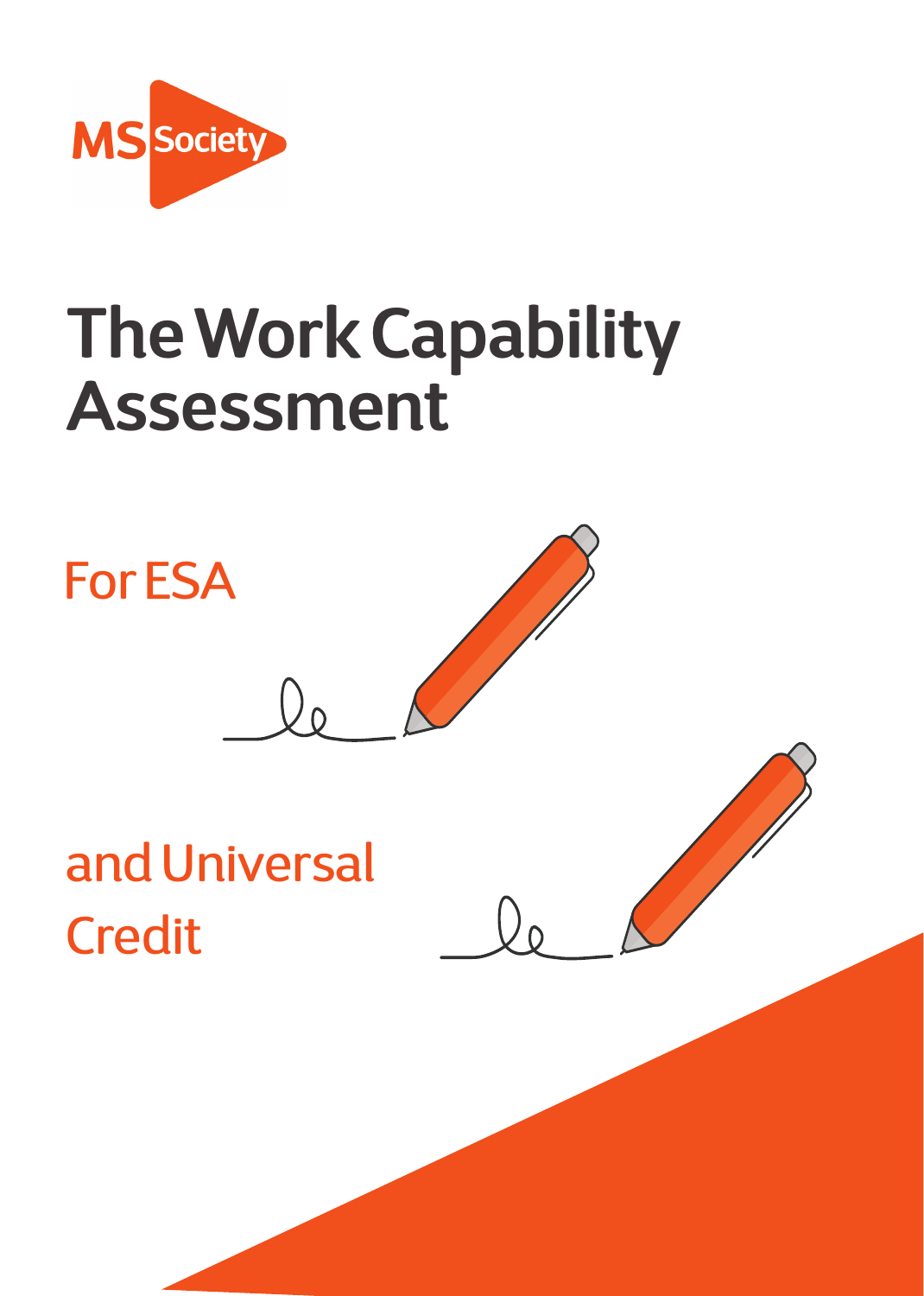MS Society

# The Work Capability Assessment

## For ESA

## and Universal Credit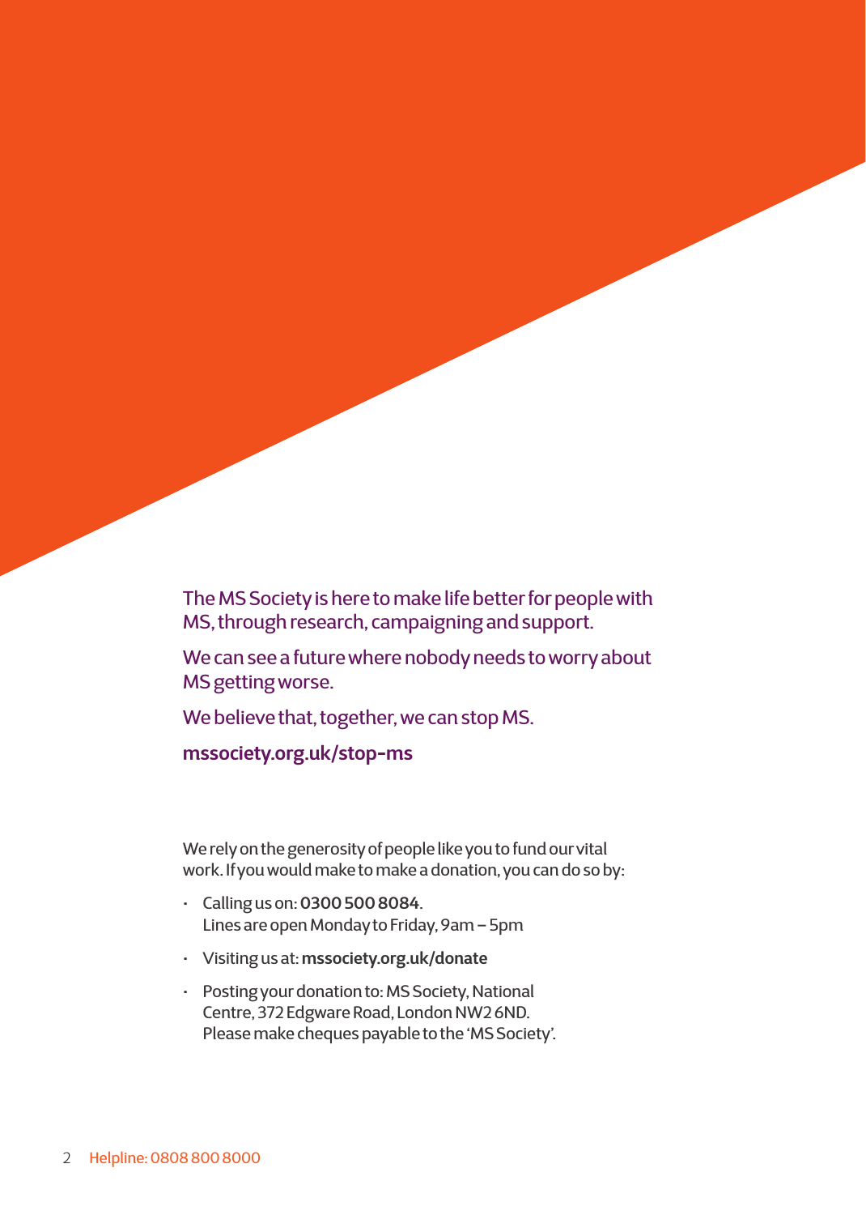The MS Society is here to make life better for people with MS, through research, campaigning and support.

We can see a future where nobody needs to worry about MS getting worse.

We believe that, together, we can stop MS.

**mssociety.org.uk/stop-ms**

We rely on the generosity of people like you to fund our vital work. If you would make to make a donation, you can do so by:

- Calling us on: **0300 500 8084**.
  Lines are open Monday to Friday, 9am – 5pm
- Visiting us at: **mssociety.org.uk/donate**
- Posting your donation to: MS Society, National Centre, 372 Edgware Road, London NW2 6ND.
  Please make cheques payable to the 'MS Society'.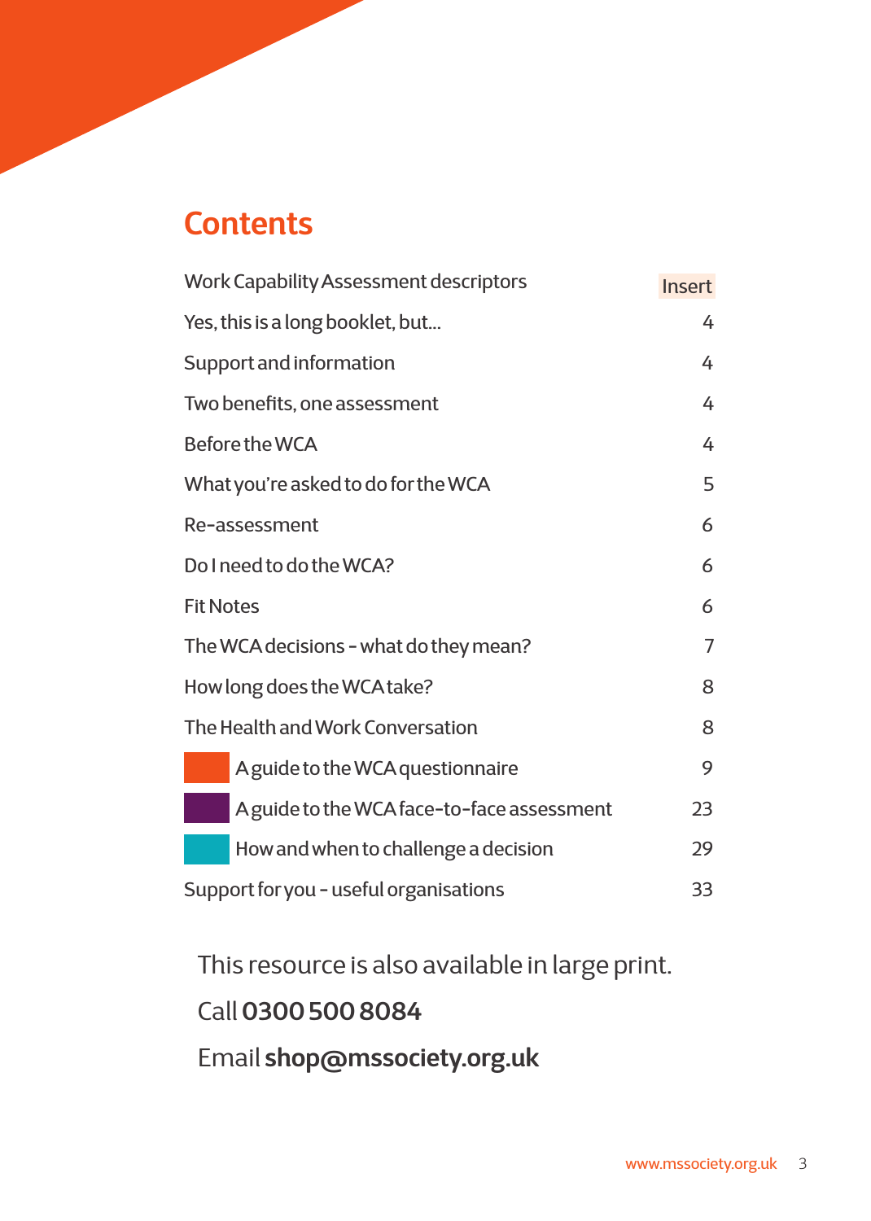# Contents

| | |
|---|---|
| Work Capability Assessment descriptors | Insert |
| Yes, this is a long booklet, but... | 4 |
| Support and information | 4 |
| Two benefits, one assessment | 4 |
| Before the WCA | 4 |
| What you're asked to do for the WCA | 5 |
| Re-assessment | 6 |
| Do I need to do the WCA? | 6 |
| Fit Notes | 6 |
| The WCA decisions - what do they mean? | 7 |
| How long does the WCA take? | 8 |
| The Health and Work Conversation | 8 |
| A guide to the WCA questionnaire | 9 |
| A guide to the WCA face-to-face assessment | 23 |
| How and when to challenge a decision | 29 |
| Support for you - useful organisations | 33 |

This resource is also available in large print.

Call **0300 500 8084**

Email **shop@mssociety.org.uk**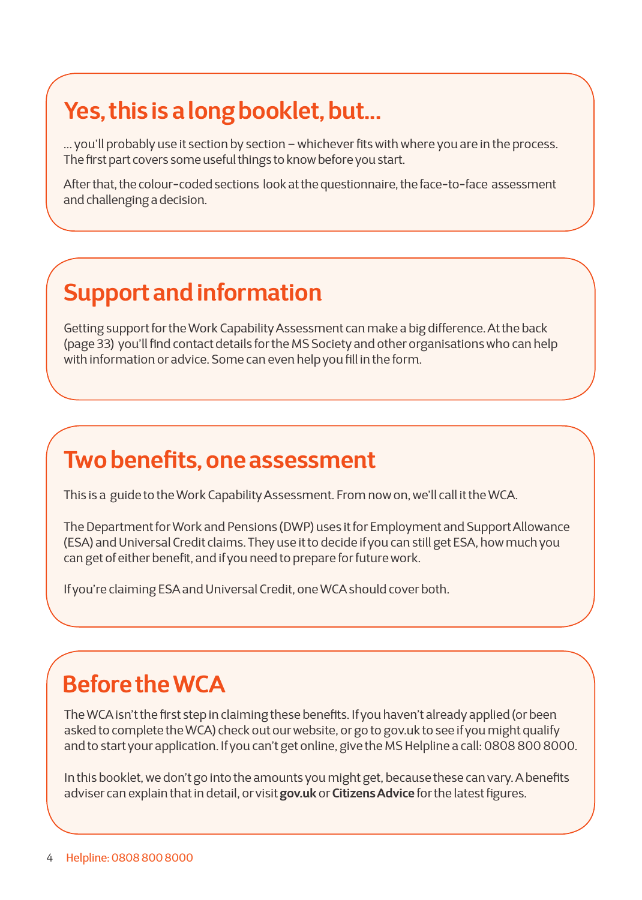## Yes, this is a long booklet, but...

... you'll probably use it section by section – whichever fits with where you are in the process. The first part covers some useful things to know before you start.

After that, the colour-coded sections look at the questionnaire, the face-to-face assessment and challenging a decision.

## Support and information

Getting support for the Work Capability Assessment can make a big difference. At the back (page 33) you'll find contact details for the MS Society and other organisations who can help with information or advice. Some can even help you fill in the form.

## Two benefits, one assessment

This is a guide to the Work Capability Assessment. From now on, we'll call it the WCA.

The Department for Work and Pensions (DWP) uses it for Employment and Support Allowance (ESA) and Universal Credit claims. They use it to decide if you can still get ESA, how much you can get of either benefit, and if you need to prepare for future work.

If you're claiming ESA and Universal Credit, one WCA should cover both.

## Before the WCA

The WCA isn't the first step in claiming these benefits. If you haven't already applied (or been asked to complete the WCA) check out our website, or go to gov.uk to see if you might qualify and to start your application. If you can't get online, give the MS Helpline a call: 0808 800 8000.

In this booklet, we don't go into the amounts you might get, because these can vary. A benefits adviser can explain that in detail, or visit **gov.uk** or **Citizens Advice** for the latest figures.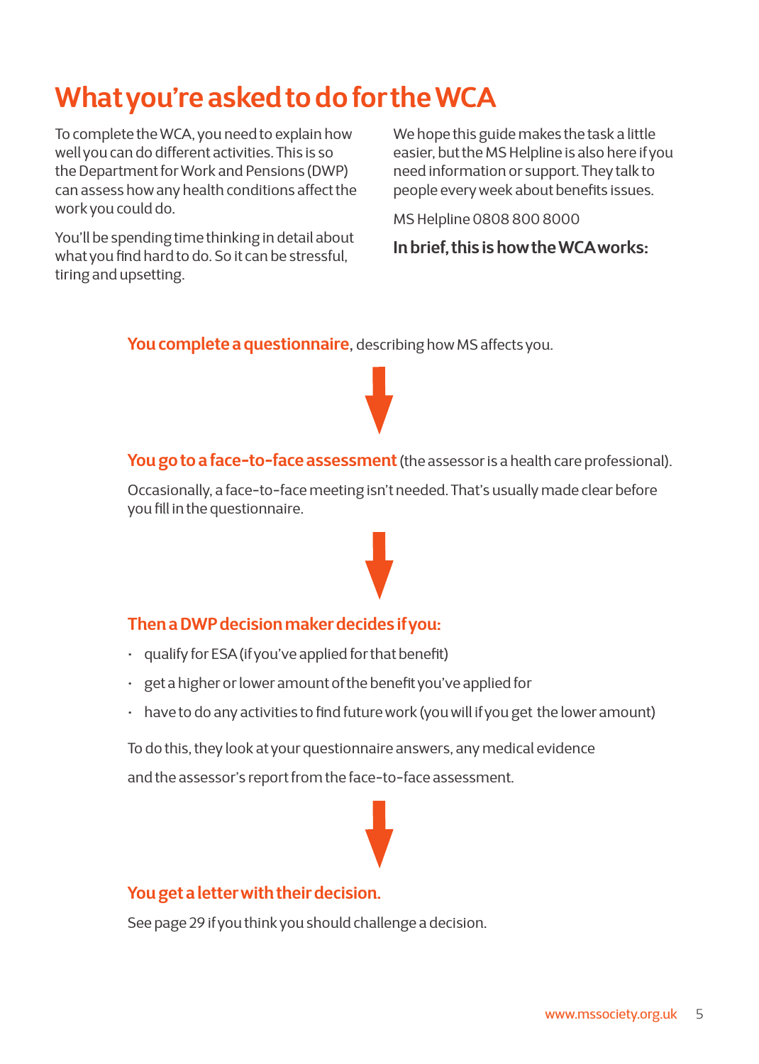# What you're asked to do for the WCA

To complete the WCA, you need to explain how well you can do different activities. This is so the Department for Work and Pensions (DWP) can assess how any health conditions affect the work you could do.

You'll be spending time thinking in detail about what you find hard to do. So it can be stressful, tiring and upsetting.

We hope this guide makes the task a little easier, but the MS Helpline is also here if you need information or support. They talk to people every week about benefits issues.

MS Helpline 0808 800 8000

**In brief, this is how the WCA works:**

**You complete a questionnaire**, describing how MS affects you.

↓

**You go to a face-to-face assessment** (the assessor is a health care professional).

Occasionally, a face-to-face meeting isn't needed. That's usually made clear before you fill in the questionnaire.

↓

**Then a DWP decision maker decides if you:**

- qualify for ESA (if you've applied for that benefit)
- get a higher or lower amount of the benefit you've applied for
- have to do any activities to find future work (you will if you get the lower amount)

To do this, they look at your questionnaire answers, any medical evidence and the assessor's report from the face-to-face assessment.

↓

**You get a letter with their decision.**

See page 29 if you think you should challenge a decision.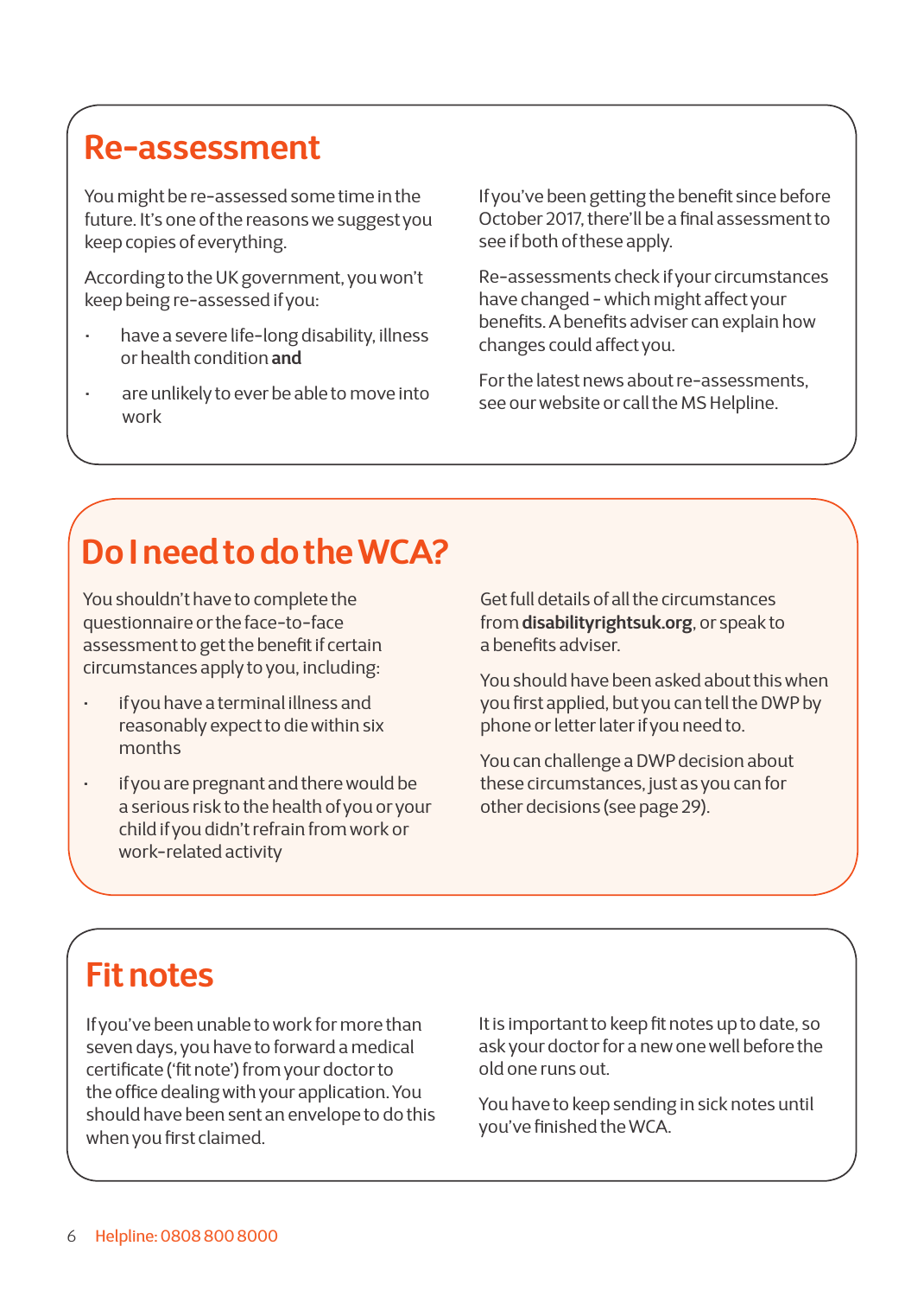## Re-assessment

You might be re-assessed some time in the future. It's one of the reasons we suggest you keep copies of everything.

According to the UK government, you won't keep being re-assessed if you:

- have a severe life-long disability, illness or health condition **and**
- are unlikely to ever be able to move into work

If you've been getting the benefit since before October 2017, there'll be a final assessment to see if both of these apply.

Re-assessments check if your circumstances have changed - which might affect your benefits. A benefits adviser can explain how changes could affect you.

For the latest news about re-assessments, see our website or call the MS Helpline.

## Do I need to do the WCA?

You shouldn't have to complete the questionnaire or the face-to-face assessment to get the benefit if certain circumstances apply to you, including:

- if you have a terminal illness and reasonably expect to die within six months
- if you are pregnant and there would be a serious risk to the health of you or your child if you didn't refrain from work or work-related activity

Get full details of all the circumstances from **disabilityrightsuk.org**, or speak to a benefits adviser.

You should have been asked about this when you first applied, but you can tell the DWP by phone or letter later if you need to.

You can challenge a DWP decision about these circumstances, just as you can for other decisions (see page 29).

## Fit notes

If you've been unable to work for more than seven days, you have to forward a medical certificate ('fit note') from your doctor to the office dealing with your application. You should have been sent an envelope to do this when you first claimed.

It is important to keep fit notes up to date, so ask your doctor for a new one well before the old one runs out.

You have to keep sending in sick notes until you've finished the WCA.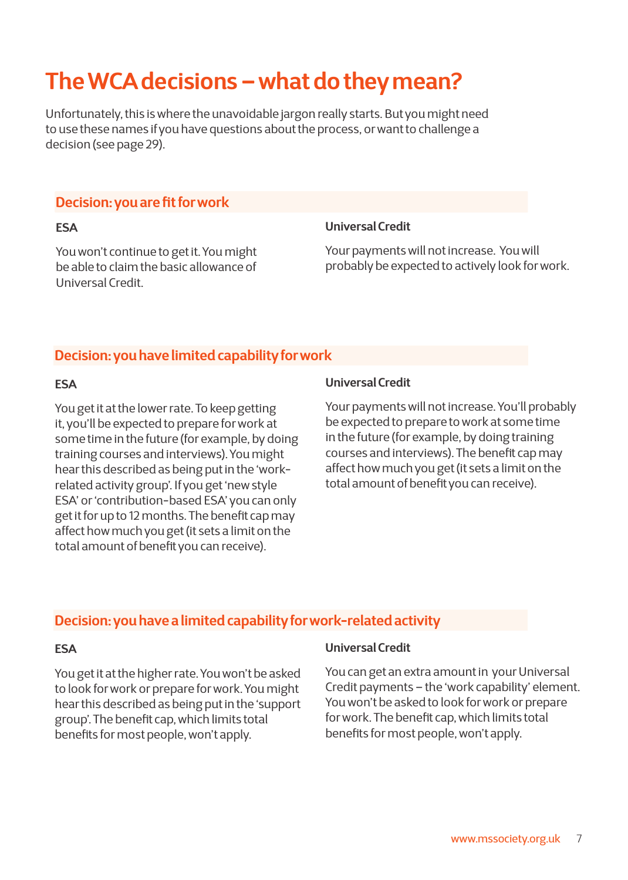# The WCA decisions – what do they mean?

Unfortunately, this is where the unavoidable jargon really starts. But you might need to use these names if you have questions about the process, or want to challenge a decision (see page 29).

## Decision: you are fit for work

### ESA

You won't continue to get it. You might be able to claim the basic allowance of Universal Credit.

### Universal Credit

Your payments will not increase. You will probably be expected to actively look for work.

## Decision: you have limited capability for work

### ESA

You get it at the lower rate. To keep getting it, you'll be expected to prepare for work at some time in the future (for example, by doing training courses and interviews). You might hear this described as being put in the 'work-related activity group'. If you get 'new style ESA' or 'contribution-based ESA' you can only get it for up to 12 months. The benefit cap may affect how much you get (it sets a limit on the total amount of benefit you can receive).

### Universal Credit

Your payments will not increase. You'll probably be expected to prepare to work at some time in the future (for example, by doing training courses and interviews). The benefit cap may affect how much you get (it sets a limit on the total amount of benefit you can receive).

## Decision: you have a limited capability for work-related activity

### ESA

You get it at the higher rate. You won't be asked to look for work or prepare for work. You might hear this described as being put in the 'support group'. The benefit cap, which limits total benefits for most people, won't apply.

### Universal Credit

You can get an extra amount in your Universal Credit payments – the 'work capability' element. You won't be asked to look for work or prepare for work. The benefit cap, which limits total benefits for most people, won't apply.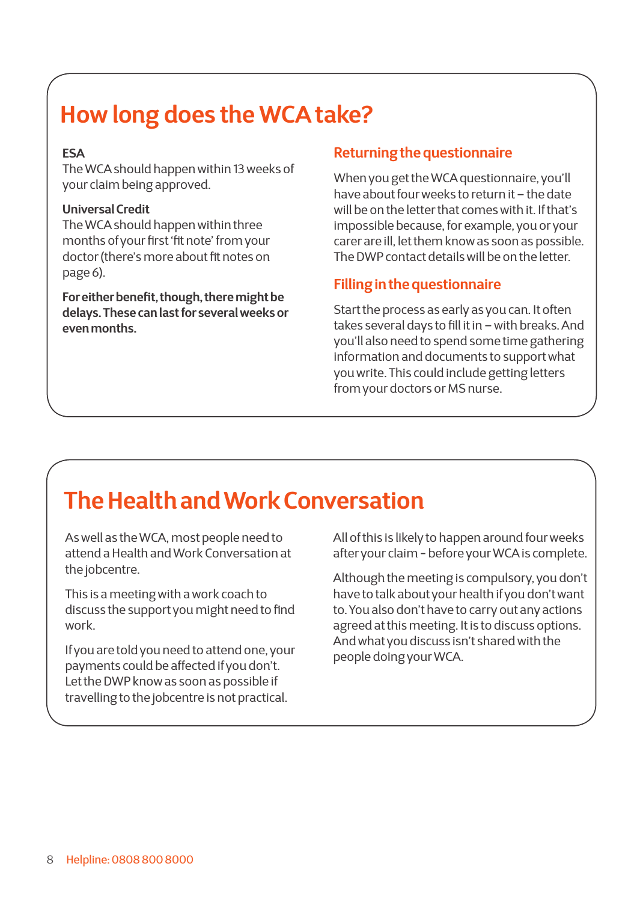## How long does the WCA take?

**ESA**
The WCA should happen within 13 weeks of your claim being approved.

**Universal Credit**
The WCA should happen within three months of your first 'fit note' from your doctor (there's more about fit notes on page 6).

**For either benefit, though, there might be delays. These can last for several weeks or even months.**

### Returning the questionnaire

When you get the WCA questionnaire, you'll have about four weeks to return it – the date will be on the letter that comes with it. If that's impossible because, for example, you or your carer are ill, let them know as soon as possible. The DWP contact details will be on the letter.

### Filling in the questionnaire

Start the process as early as you can. It often takes several days to fill it in – with breaks. And you'll also need to spend some time gathering information and documents to support what you write. This could include getting letters from your doctors or MS nurse.

## The Health and Work Conversation

As well as the WCA, most people need to attend a Health and Work Conversation at the jobcentre.

This is a meeting with a work coach to discuss the support you might need to find work.

If you are told you need to attend one, your payments could be affected if you don't. Let the DWP know as soon as possible if travelling to the jobcentre is not practical.

All of this is likely to happen around four weeks after your claim - before your WCA is complete.

Although the meeting is compulsory, you don't have to talk about your health if you don't want to. You also don't have to carry out any actions agreed at this meeting. It is to discuss options. And what you discuss isn't shared with the people doing your WCA.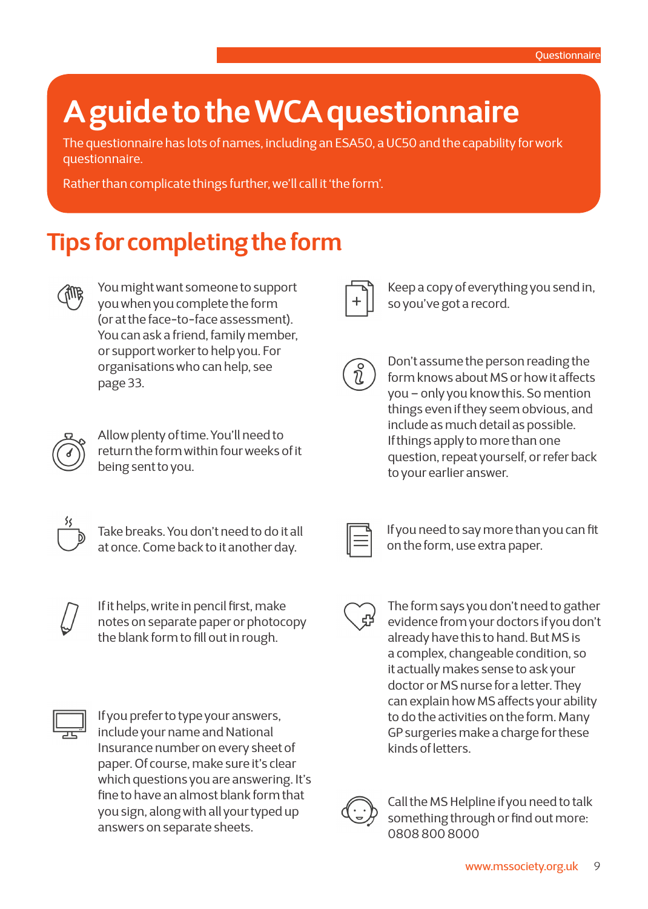# A guide to the WCA questionnaire

The questionnaire has lots of names, including an ESA50, a UC50 and the capability for work questionnaire.

Rather than complicate things further, we'll call it 'the form'.

## Tips for completing the form

You might want someone to support you when you complete the form (or at the face-to-face assessment). You can ask a friend, family member, or support worker to help you. For organisations who can help, see page 33.

Allow plenty of time. You'll need to return the form within four weeks of it being sent to you.

Take breaks. You don't need to do it all at once. Come back to it another day.

If it helps, write in pencil first, make notes on separate paper or photocopy the blank form to fill out in rough.

If you prefer to type your answers, include your name and National Insurance number on every sheet of paper. Of course, make sure it's clear which questions you are answering. It's fine to have an almost blank form that you sign, along with all your typed up answers on separate sheets.

Keep a copy of everything you send in, so you've got a record.

Don't assume the person reading the form knows about MS or how it affects you – only you know this. So mention things even if they seem obvious, and include as much detail as possible. If things apply to more than one question, repeat yourself, or refer back to your earlier answer.

If you need to say more than you can fit on the form, use extra paper.

The form says you don't need to gather evidence from your doctors if you don't already have this to hand. But MS is a complex, changeable condition, so it actually makes sense to ask your doctor or MS nurse for a letter. They can explain how MS affects your ability to do the activities on the form. Many GP surgeries make a charge for these kinds of letters.

Call the MS Helpline if you need to talk something through or find out more: 0808 800 8000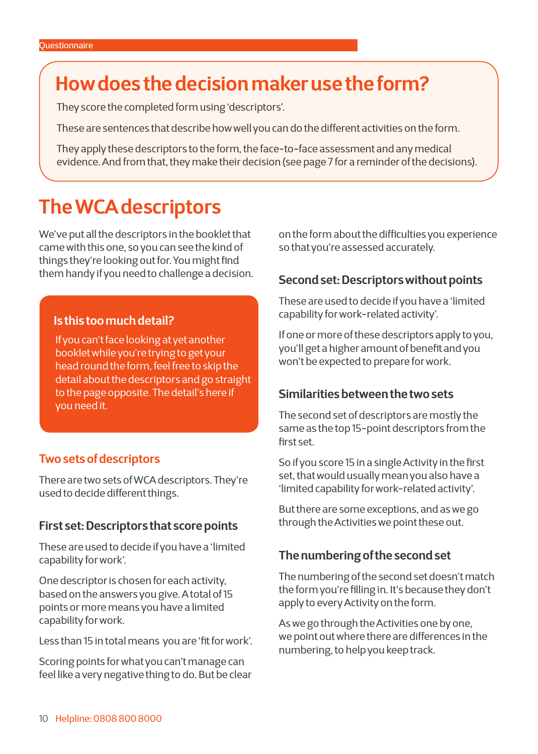## How does the decision maker use the form?

They score the completed form using 'descriptors'.

These are sentences that describe how well you can do the different activities on the form.

They apply these descriptors to the form, the face-to-face assessment and any medical evidence. And from that, they make their decision (see page 7 for a reminder of the decisions).

# The WCA descriptors

We've put all the descriptors in the booklet that came with this one, so you can see the kind of things they're looking out for. You might find them handy if you need to challenge a decision.

> **Is this too much detail?**
>
> If you can't face looking at yet another booklet while you're trying to get your head round the form, feel free to skip the detail about the descriptors and go straight to the page opposite. The detail's here if you need it.

## Two sets of descriptors

There are two sets of WCA descriptors. They're used to decide different things.

### First set: Descriptors that score points

These are used to decide if you have a 'limited capability for work'.

One descriptor is chosen for each activity, based on the answers you give. A total of 15 points or more means you have a limited capability for work.

Less than 15 in total means you are 'fit for work'.

Scoring points for what you can't manage can feel like a very negative thing to do. But be clear on the form about the difficulties you experience so that you're assessed accurately.

### Second set: Descriptors without points

These are used to decide if you have a 'limited capability for work-related activity'.

If one or more of these descriptors apply to you, you'll get a higher amount of benefit and you won't be expected to prepare for work.

### Similarities between the two sets

The second set of descriptors are mostly the same as the top 15-point descriptors from the first set.

So if you score 15 in a single Activity in the first set, that would usually mean you also have a 'limited capability for work-related activity'.

But there are some exceptions, and as we go through the Activities we point these out.

### The numbering of the second set

The numbering of the second set doesn't match the form you're filling in. It's because they don't apply to every Activity on the form.

As we go through the Activities one by one, we point out where there are differences in the numbering, to help you keep track.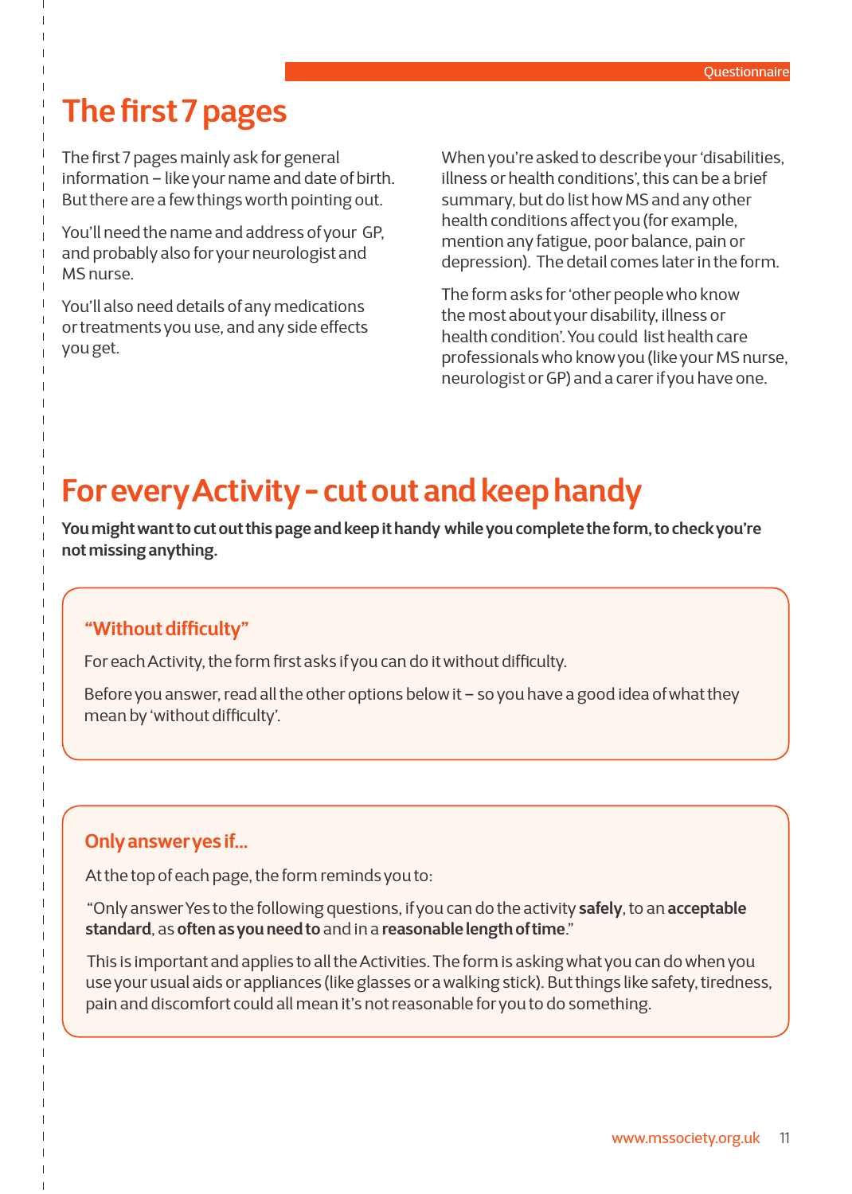## The first 7 pages

The first 7 pages mainly ask for general information – like your name and date of birth. But there are a few things worth pointing out.

You'll need the name and address of your GP, and probably also for your neurologist and MS nurse.

You'll also need details of any medications or treatments you use, and any side effects you get.

When you're asked to describe your 'disabilities, illness or health conditions', this can be a brief summary, but do list how MS and any other health conditions affect you (for example, mention any fatigue, poor balance, pain or depression). The detail comes later in the form.

The form asks for 'other people who know the most about your disability, illness or health condition'. You could list health care professionals who know you (like your MS nurse, neurologist or GP) and a carer if you have one.

## For every Activity - cut out and keep handy

**You might want to cut out this page and keep it handy while you complete the form, to check you're not missing anything.**

### "Without difficulty"

For each Activity, the form first asks if you can do it without difficulty.

Before you answer, read all the other options below it – so you have a good idea of what they mean by 'without difficulty'.

### Only answer yes if...

At the top of each page, the form reminds you to:

"Only answer Yes to the following questions, if you can do the activity **safely**, to an **acceptable standard**, as **often as you need to** and in a **reasonable length of time**."

This is important and applies to all the Activities. The form is asking what you can do when you use your usual aids or appliances (like glasses or a walking stick). But things like safety, tiredness, pain and discomfort could all mean it's not reasonable for you to do something.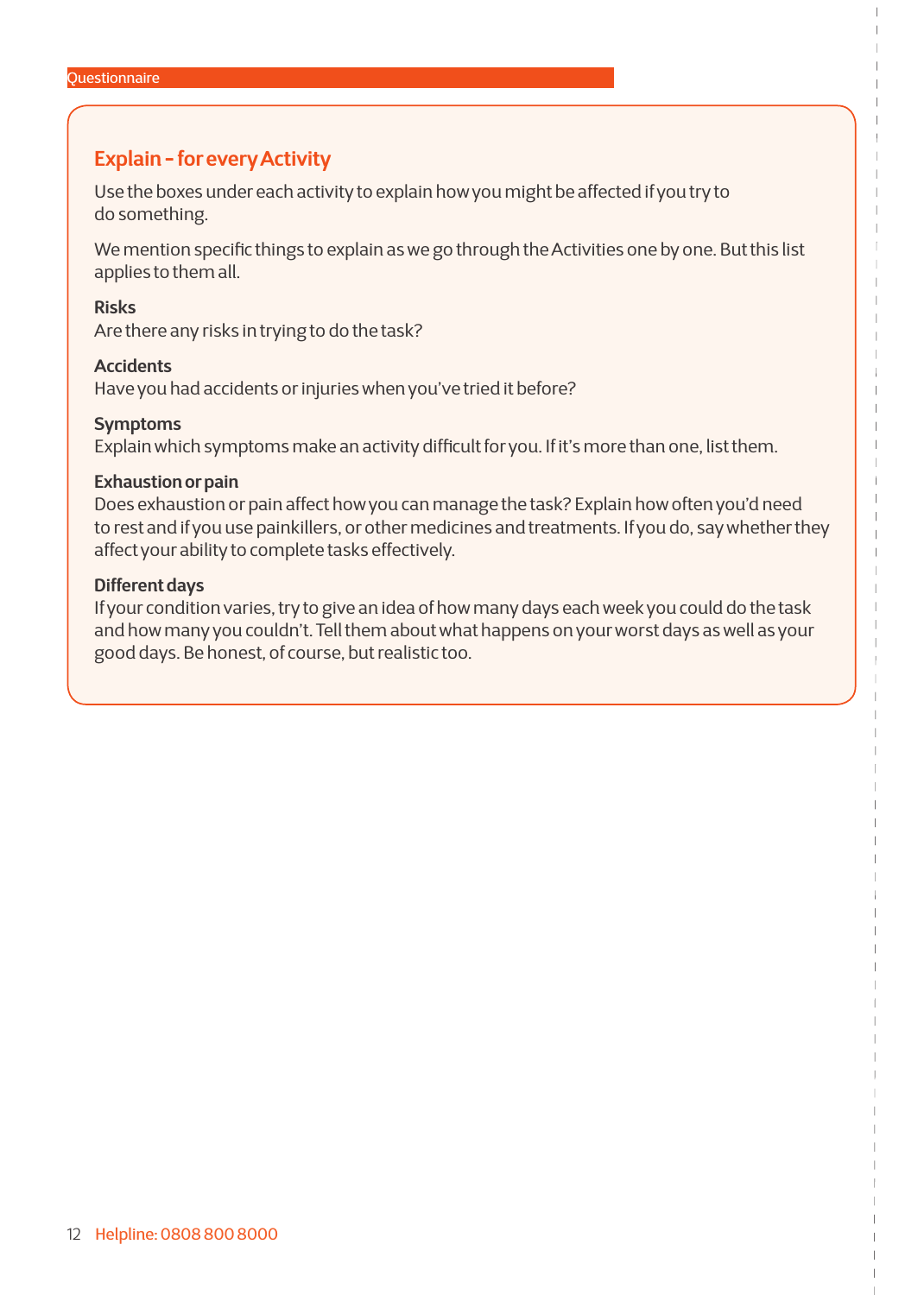## Explain - for every Activity

Use the boxes under each activity to explain how you might be affected if you try to do something.

We mention specific things to explain as we go through the Activities one by one. But this list applies to them all.

**Risks**
Are there any risks in trying to do the task?

**Accidents**
Have you had accidents or injuries when you've tried it before?

**Symptoms**
Explain which symptoms make an activity difficult for you. If it's more than one, list them.

**Exhaustion or pain**
Does exhaustion or pain affect how you can manage the task? Explain how often you'd need to rest and if you use painkillers, or other medicines and treatments. If you do, say whether they affect your ability to complete tasks effectively.

**Different days**
If your condition varies, try to give an idea of how many days each week you could do the task and how many you couldn't. Tell them about what happens on your worst days as well as your good days. Be honest, of course, but realistic too.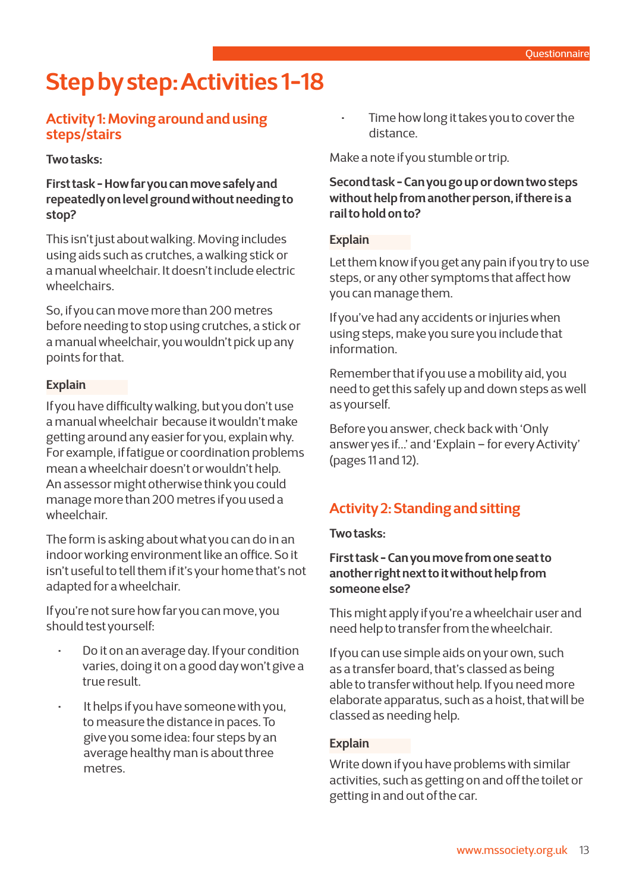# Step by step: Activities 1-18

## Activity 1: Moving around and using steps/stairs

**Two tasks:**

**First task - How far you can move safely and repeatedly on level ground without needing to stop?**

This isn't just about walking. Moving includes using aids such as crutches, a walking stick or a manual wheelchair. It doesn't include electric wheelchairs.

So, if you can move more than 200 metres before needing to stop using crutches, a stick or a manual wheelchair, you wouldn't pick up any points for that.

**Explain**

If you have difficulty walking, but you don't use a manual wheelchair because it wouldn't make getting around any easier for you, explain why. For example, if fatigue or coordination problems mean a wheelchair doesn't or wouldn't help. An assessor might otherwise think you could manage more than 200 metres if you used a wheelchair.

The form is asking about what you can do in an indoor working environment like an office. So it isn't useful to tell them if it's your home that's not adapted for a wheelchair.

If you're not sure how far you can move, you should test yourself:

- Do it on an average day. If your condition varies, doing it on a good day won't give a true result.
- It helps if you have someone with you, to measure the distance in paces. To give you some idea: four steps by an average healthy man is about three metres.
- Time how long it takes you to cover the distance.

Make a note if you stumble or trip.

**Second task - Can you go up or down two steps without help from another person, if there is a rail to hold on to?**

**Explain**

Let them know if you get any pain if you try to use steps, or any other symptoms that affect how you can manage them.

If you've had any accidents or injuries when using steps, make you sure you include that information.

Remember that if you use a mobility aid, you need to get this safely up and down steps as well as yourself.

Before you answer, check back with 'Only answer yes if...' and 'Explain – for every Activity' (pages 11 and 12).

## Activity 2: Standing and sitting

**Two tasks:**

**First task - Can you move from one seat to another right next to it without help from someone else?**

This might apply if you're a wheelchair user and need help to transfer from the wheelchair.

If you can use simple aids on your own, such as a transfer board, that's classed as being able to transfer without help. If you need more elaborate apparatus, such as a hoist, that will be classed as needing help.

**Explain**

Write down if you have problems with similar activities, such as getting on and off the toilet or getting in and out of the car.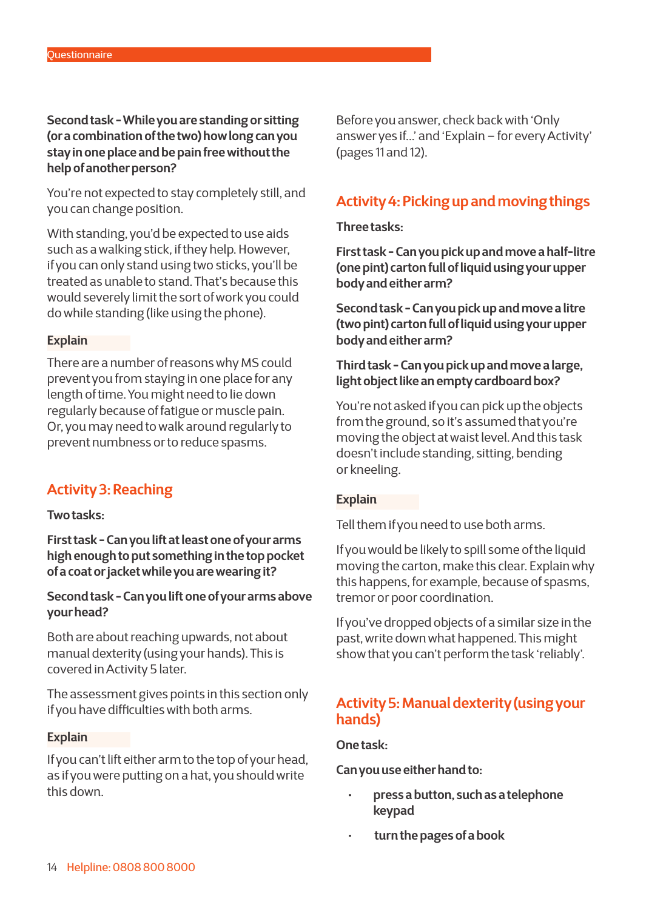**Second task - While you are standing or sitting (or a combination of the two) how long can you stay in one place and be pain free without the help of another person?**

You're not expected to stay completely still, and you can change position.

With standing, you'd be expected to use aids such as a walking stick, if they help. However, if you can only stand using two sticks, you'll be treated as unable to stand. That's because this would severely limit the sort of work you could do while standing (like using the phone).

**Explain**

There are a number of reasons why MS could prevent you from staying in one place for any length of time. You might need to lie down regularly because of fatigue or muscle pain. Or, you may need to walk around regularly to prevent numbness or to reduce spasms.

## Activity 3: Reaching

**Two tasks:**

**First task - Can you lift at least one of your arms high enough to put something in the top pocket of a coat or jacket while you are wearing it?**

**Second task - Can you lift one of your arms above your head?**

Both are about reaching upwards, not about manual dexterity (using your hands). This is covered in Activity 5 later.

The assessment gives points in this section only if you have difficulties with both arms.

**Explain**

If you can't lift either arm to the top of your head, as if you were putting on a hat, you should write this down.

Before you answer, check back with 'Only answer yes if...' and 'Explain – for every Activity' (pages 11 and 12).

## Activity 4: Picking up and moving things

**Three tasks:**

**First task - Can you pick up and move a half-litre (one pint) carton full of liquid using your upper body and either arm?**

**Second task - Can you pick up and move a litre (two pint) carton full of liquid using your upper body and either arm?**

**Third task - Can you pick up and move a large, light object like an empty cardboard box?**

You're not asked if you can pick up the objects from the ground, so it's assumed that you're moving the object at waist level. And this task doesn't include standing, sitting, bending or kneeling.

**Explain**

Tell them if you need to use both arms.

If you would be likely to spill some of the liquid moving the carton, make this clear. Explain why this happens, for example, because of spasms, tremor or poor coordination.

If you've dropped objects of a similar size in the past, write down what happened. This might show that you can't perform the task 'reliably'.

## Activity 5: Manual dexterity (using your hands)

**One task:**

**Can you use either hand to:**

- **press a button, such as a telephone keypad**
- **turn the pages of a book**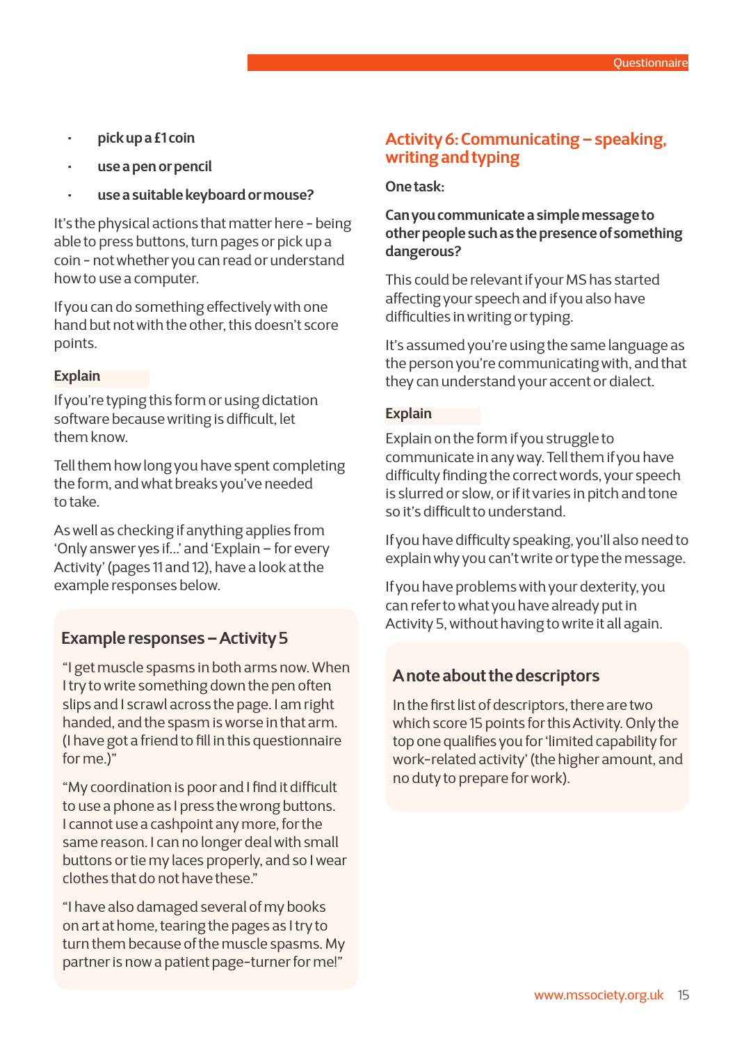- **pick up a £1 coin**
- **use a pen or pencil**
- **use a suitable keyboard or mouse?**

It's the physical actions that matter here - being able to press buttons, turn pages or pick up a coin - not whether you can read or understand how to use a computer.

If you can do something effectively with one hand but not with the other, this doesn't score points.

### Explain

If you're typing this form or using dictation software because writing is difficult, let them know.

Tell them how long you have spent completing the form, and what breaks you've needed to take.

As well as checking if anything applies from 'Only answer yes if...' and 'Explain – for every Activity' (pages 11 and 12), have a look at the example responses below.

### Example responses – Activity 5

"I get muscle spasms in both arms now. When I try to write something down the pen often slips and I scrawl across the page. I am right handed, and the spasm is worse in that arm. (I have got a friend to fill in this questionnaire for me.)"

"My coordination is poor and I find it difficult to use a phone as I press the wrong buttons. I cannot use a cashpoint any more, for the same reason. I can no longer deal with small buttons or tie my laces properly, and so I wear clothes that do not have these."

"I have also damaged several of my books on art at home, tearing the pages as I try to turn them because of the muscle spasms. My partner is now a patient page-turner for me!"

## Activity 6: Communicating – speaking, writing and typing

**One task:**

**Can you communicate a simple message to other people such as the presence of something dangerous?**

This could be relevant if your MS has started affecting your speech and if you also have difficulties in writing or typing.

It's assumed you're using the same language as the person you're communicating with, and that they can understand your accent or dialect.

### Explain

Explain on the form if you struggle to communicate in any way. Tell them if you have difficulty finding the correct words, your speech is slurred or slow, or if it varies in pitch and tone so it's difficult to understand.

If you have difficulty speaking, you'll also need to explain why you can't write or type the message.

If you have problems with your dexterity, you can refer to what you have already put in Activity 5, without having to write it all again.

### A note about the descriptors

In the first list of descriptors, there are two which score 15 points for this Activity. Only the top one qualifies you for 'limited capability for work-related activity' (the higher amount, and no duty to prepare for work).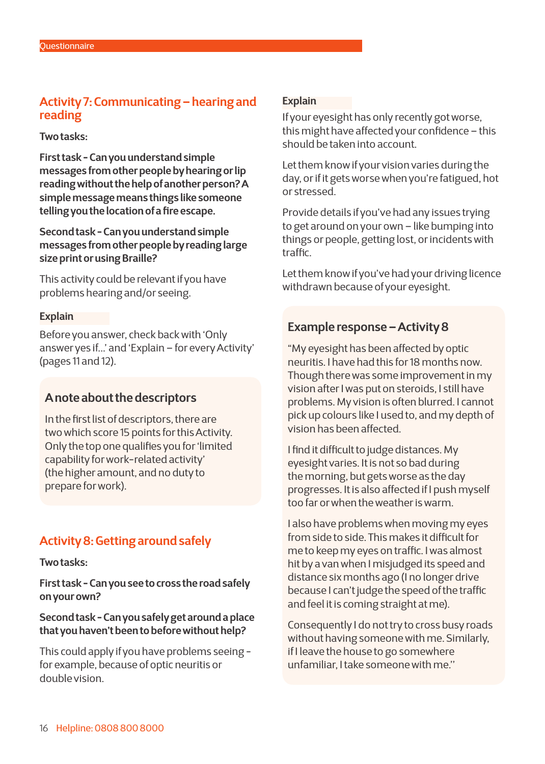## Activity 7: Communicating – hearing and reading

**Two tasks:**

**First task - Can you understand simple messages from other people by hearing or lip reading without the help of another person? A simple message means things like someone telling you the location of a fire escape.**

**Second task - Can you understand simple messages from other people by reading large size print or using Braille?**

This activity could be relevant if you have problems hearing and/or seeing.

**Explain**

Before you answer, check back with 'Only answer yes if...' and 'Explain – for every Activity' (pages 11 and 12).

### A note about the descriptors

In the first list of descriptors, there are two which score 15 points for this Activity. Only the top one qualifies you for 'limited capability for work-related activity' (the higher amount, and no duty to prepare for work).

## Activity 8: Getting around safely

**Two tasks:**

**First task - Can you see to cross the road safely on your own?**

**Second task - Can you safely get around a place that you haven't been to before without help?**

This could apply if you have problems seeing - for example, because of optic neuritis or double vision.

**Explain**

If your eyesight has only recently got worse, this might have affected your confidence – this should be taken into account.

Let them know if your vision varies during the day, or if it gets worse when you're fatigued, hot or stressed.

Provide details if you've had any issues trying to get around on your own – like bumping into things or people, getting lost, or incidents with traffic.

Let them know if you've had your driving licence withdrawn because of your eyesight.

### Example response – Activity 8

"My eyesight has been affected by optic neuritis. I have had this for 18 months now. Though there was some improvement in my vision after I was put on steroids, I still have problems. My vision is often blurred. I cannot pick up colours like I used to, and my depth of vision has been affected.

I find it difficult to judge distances. My eyesight varies. It is not so bad during the morning, but gets worse as the day progresses. It is also affected if I push myself too far or when the weather is warm.

I also have problems when moving my eyes from side to side. This makes it difficult for me to keep my eyes on traffic. I was almost hit by a van when I misjudged its speed and distance six months ago (I no longer drive because I can't judge the speed of the traffic and feel it is coming straight at me).

Consequently I do not try to cross busy roads without having someone with me. Similarly, if I leave the house to go somewhere unfamiliar, I take someone with me."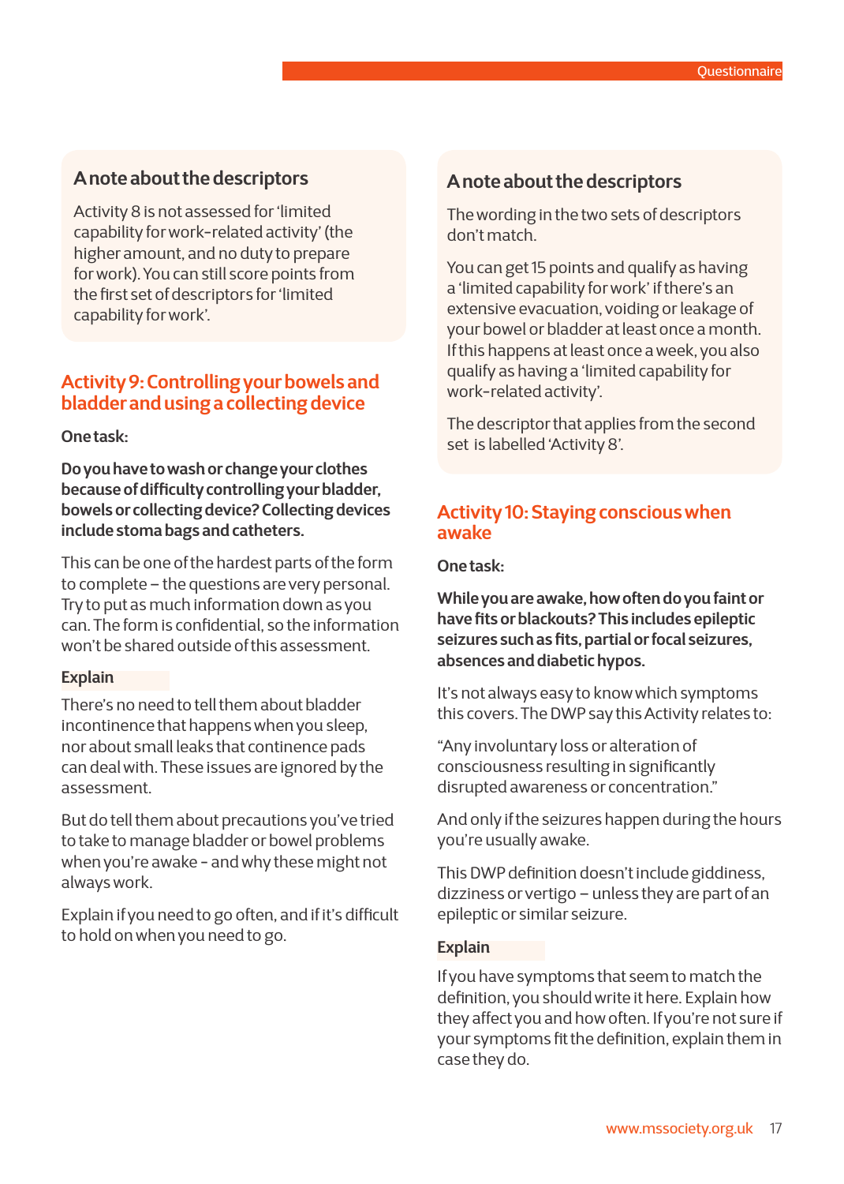### A note about the descriptors

Activity 8 is not assessed for 'limited capability for work-related activity' (the higher amount, and no duty to prepare for work). You can still score points from the first set of descriptors for 'limited capability for work'.

## Activity 9: Controlling your bowels and bladder and using a collecting device

**One task:**

**Do you have to wash or change your clothes because of difficulty controlling your bladder, bowels or collecting device? Collecting devices include stoma bags and catheters.**

This can be one of the hardest parts of the form to complete – the questions are very personal. Try to put as much information down as you can. The form is confidential, so the information won't be shared outside of this assessment.

**Explain**

There's no need to tell them about bladder incontinence that happens when you sleep, nor about small leaks that continence pads can deal with. These issues are ignored by the assessment.

But do tell them about precautions you've tried to take to manage bladder or bowel problems when you're awake - and why these might not always work.

Explain if you need to go often, and if it's difficult to hold on when you need to go.

### A note about the descriptors

The wording in the two sets of descriptors don't match.

You can get 15 points and qualify as having a 'limited capability for work' if there's an extensive evacuation, voiding or leakage of your bowel or bladder at least once a month. If this happens at least once a week, you also qualify as having a 'limited capability for work-related activity'.

The descriptor that applies from the second set is labelled 'Activity 8'.

## Activity 10: Staying conscious when awake

**One task:**

**While you are awake, how often do you faint or have fits or blackouts? This includes epileptic seizures such as fits, partial or focal seizures, absences and diabetic hypos.**

It's not always easy to know which symptoms this covers. The DWP say this Activity relates to:

"Any involuntary loss or alteration of consciousness resulting in significantly disrupted awareness or concentration."

And only if the seizures happen during the hours you're usually awake.

This DWP definition doesn't include giddiness, dizziness or vertigo – unless they are part of an epileptic or similar seizure.

**Explain**

If you have symptoms that seem to match the definition, you should write it here. Explain how they affect you and how often. If you're not sure if your symptoms fit the definition, explain them in case they do.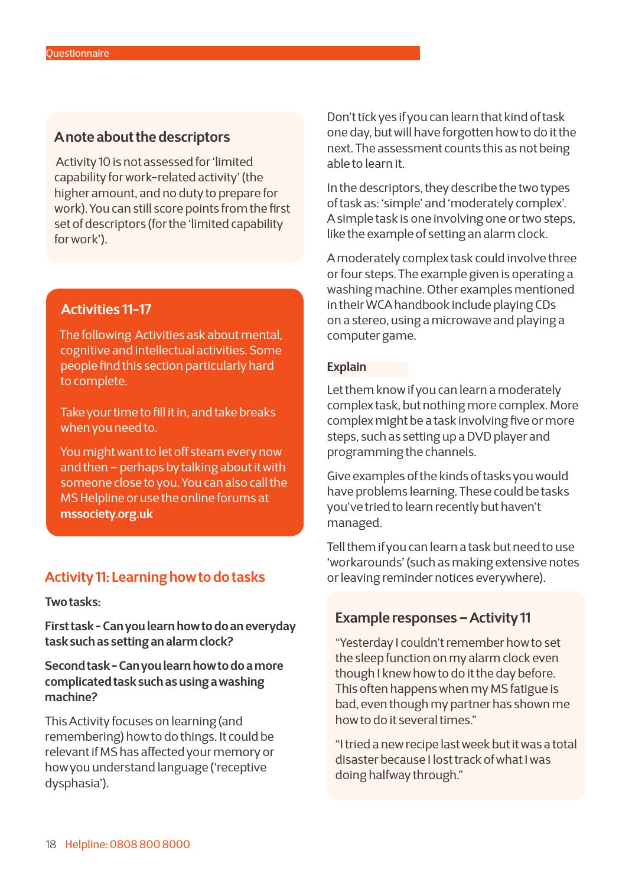## A note about the descriptors

Activity 10 is not assessed for 'limited capability for work-related activity' (the higher amount, and no duty to prepare for work). You can still score points from the first set of descriptors (for the 'limited capability for work').

## Activities 11-17

The following Activities ask about mental, cognitive and intellectual activities. Some people find this section particularly hard to complete.

Take your time to fill it in, and take breaks when you need to.

You might want to let off steam every now and then – perhaps by talking about it with someone close to you. You can also call the MS Helpline or use the online forums at **mssociety.org.uk**

## Activity 11: Learning how to do tasks

**Two tasks:**

**First task - Can you learn how to do an everyday task such as setting an alarm clock?**

**Second task - Can you learn how to do a more complicated task such as using a washing machine?**

This Activity focuses on learning (and remembering) how to do things. It could be relevant if MS has affected your memory or how you understand language ('receptive dysphasia').

Don't tick yes if you can learn that kind of task one day, but will have forgotten how to do it the next. The assessment counts this as not being able to learn it.

In the descriptors, they describe the two types of task as: 'simple' and 'moderately complex'. A simple task is one involving one or two steps, like the example of setting an alarm clock.

A moderately complex task could involve three or four steps. The example given is operating a washing machine. Other examples mentioned in their WCA handbook include playing CDs on a stereo, using a microwave and playing a computer game.

### Explain

Let them know if you can learn a moderately complex task, but nothing more complex. More complex might be a task involving five or more steps, such as setting up a DVD player and programming the channels.

Give examples of the kinds of tasks you would have problems learning. These could be tasks you've tried to learn recently but haven't managed.

Tell them if you can learn a task but need to use 'workarounds' (such as making extensive notes or leaving reminder notices everywhere).

## Example responses – Activity 11

"Yesterday I couldn't remember how to set the sleep function on my alarm clock even though I knew how to do it the day before. This often happens when my MS fatigue is bad, even though my partner has shown me how to do it several times."

"I tried a new recipe last week but it was a total disaster because I lost track of what I was doing halfway through."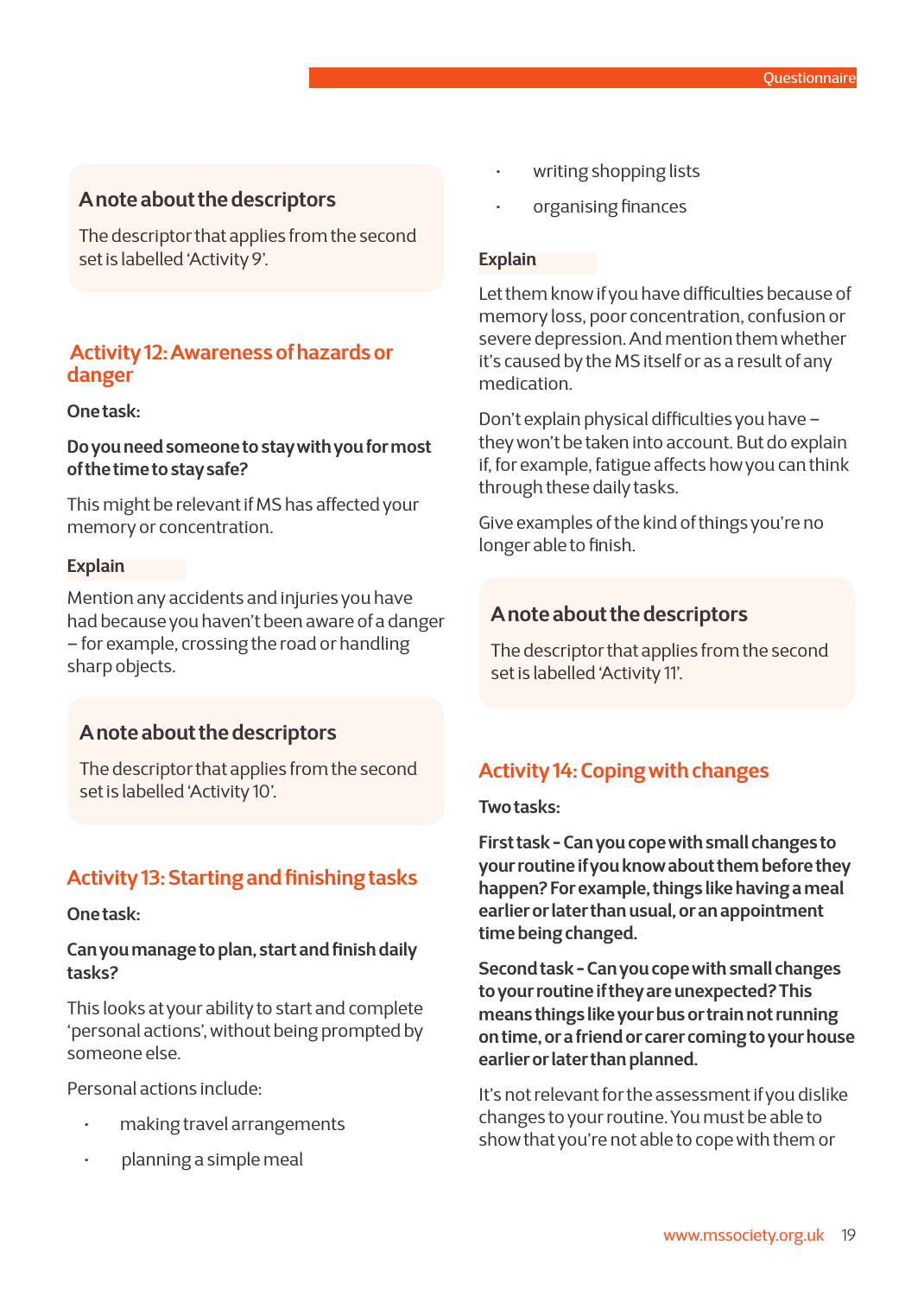### A note about the descriptors

The descriptor that applies from the second set is labelled 'Activity 9'.

## Activity 12: Awareness of hazards or danger

**One task:**

**Do you need someone to stay with you for most of the time to stay safe?**

This might be relevant if MS has affected your memory or concentration.

**Explain**

Mention any accidents and injuries you have had because you haven't been aware of a danger – for example, crossing the road or handling sharp objects.

### A note about the descriptors

The descriptor that applies from the second set is labelled 'Activity 10'.

## Activity 13: Starting and finishing tasks

**One task:**

**Can you manage to plan, start and finish daily tasks?**

This looks at your ability to start and complete 'personal actions', without being prompted by someone else.

Personal actions include:

- making travel arrangements
- planning a simple meal
- writing shopping lists
- organising finances

**Explain**

Let them know if you have difficulties because of memory loss, poor concentration, confusion or severe depression. And mention them whether it's caused by the MS itself or as a result of any medication.

Don't explain physical difficulties you have – they won't be taken into account. But do explain if, for example, fatigue affects how you can think through these daily tasks.

Give examples of the kind of things you're no longer able to finish.

### A note about the descriptors

The descriptor that applies from the second set is labelled 'Activity 11'.

## Activity 14: Coping with changes

**Two tasks:**

**First task - Can you cope with small changes to your routine if you know about them before they happen? For example, things like having a meal earlier or later than usual, or an appointment time being changed.**

**Second task - Can you cope with small changes to your routine if they are unexpected? This means things like your bus or train not running on time, or a friend or carer coming to your house earlier or later than planned.**

It's not relevant for the assessment if you dislike changes to your routine. You must be able to show that you're not able to cope with them or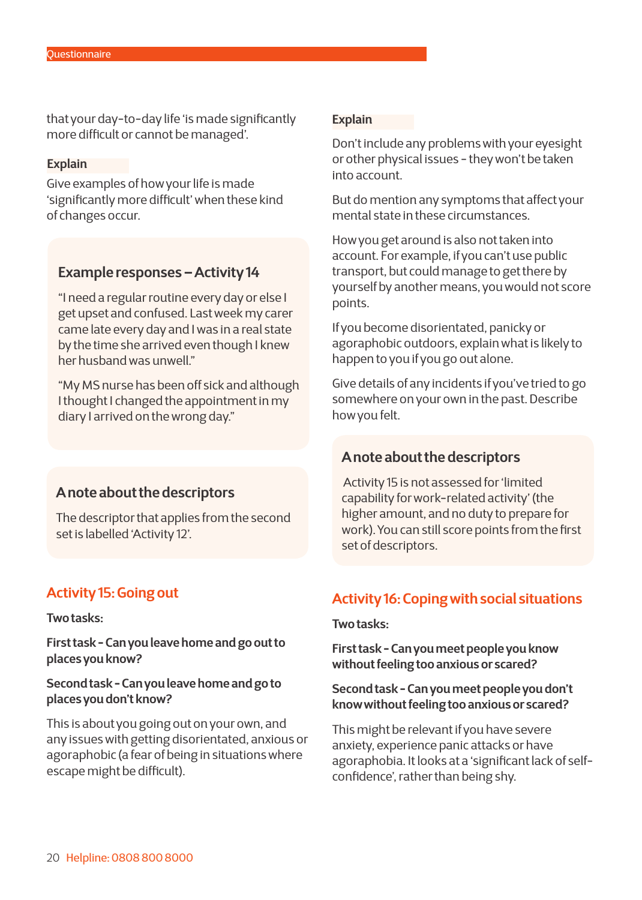that your day-to-day life 'is made significantly more difficult or cannot be managed'.

**Explain**

Give examples of how your life is made 'significantly more difficult' when these kind of changes occur.

### Example responses – Activity 14

"I need a regular routine every day or else I get upset and confused. Last week my carer came late every day and I was in a real state by the time she arrived even though I knew her husband was unwell."

"My MS nurse has been off sick and although I thought I changed the appointment in my diary I arrived on the wrong day."

### A note about the descriptors

The descriptor that applies from the second set is labelled 'Activity 12'.

## Activity 15: Going out

**Two tasks:**

**First task - Can you leave home and go out to places you know?**

**Second task - Can you leave home and go to places you don't know?**

This is about you going out on your own, and any issues with getting disorientated, anxious or agoraphobic (a fear of being in situations where escape might be difficult).

**Explain**

Don't include any problems with your eyesight or other physical issues - they won't be taken into account.

But do mention any symptoms that affect your mental state in these circumstances.

How you get around is also not taken into account. For example, if you can't use public transport, but could manage to get there by yourself by another means, you would not score points.

If you become disorientated, panicky or agoraphobic outdoors, explain what is likely to happen to you if you go out alone.

Give details of any incidents if you've tried to go somewhere on your own in the past. Describe how you felt.

### A note about the descriptors

Activity 15 is not assessed for 'limited capability for work-related activity' (the higher amount, and no duty to prepare for work). You can still score points from the first set of descriptors.

## Activity 16: Coping with social situations

**Two tasks:**

**First task - Can you meet people you know without feeling too anxious or scared?**

**Second task - Can you meet people you don't know without feeling too anxious or scared?**

This might be relevant if you have severe anxiety, experience panic attacks or have agoraphobia. It looks at a 'significant lack of self-confidence', rather than being shy.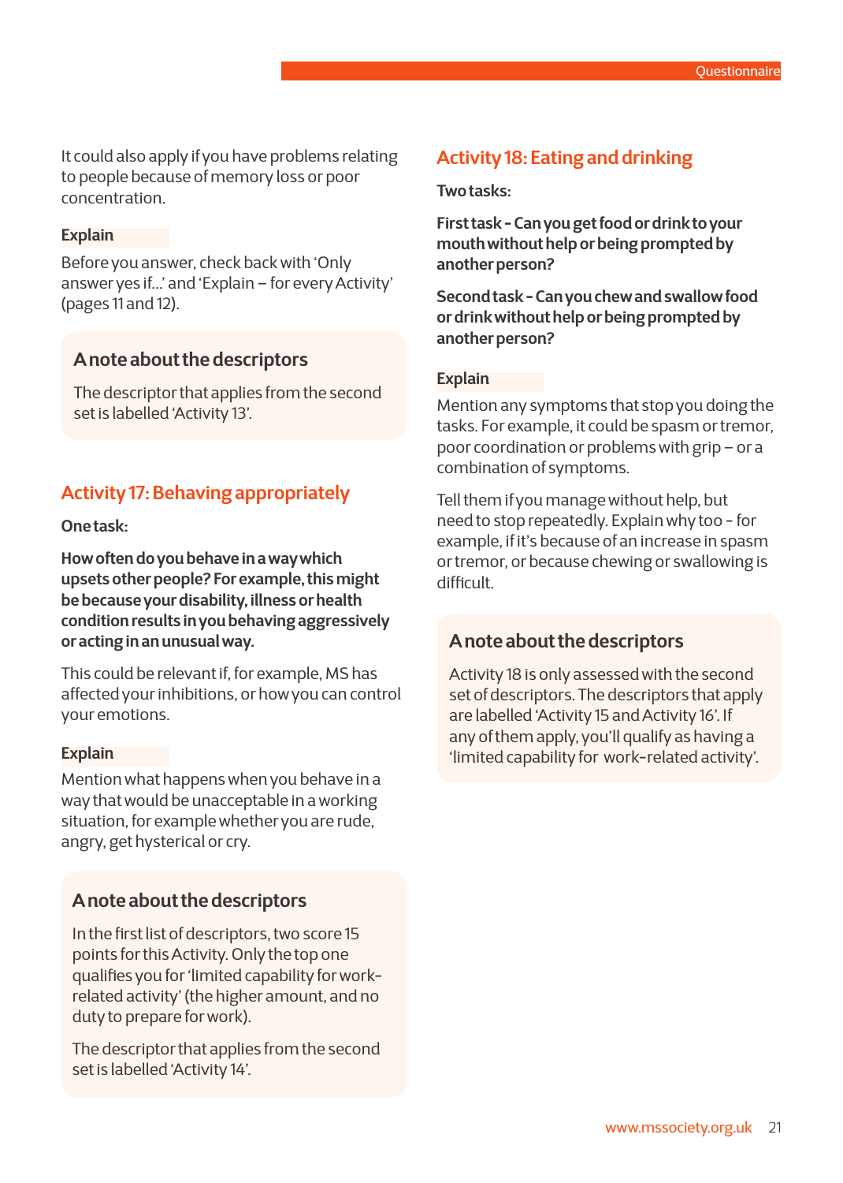It could also apply if you have problems relating to people because of memory loss or poor concentration.

**Explain**

Before you answer, check back with 'Only answer yes if...' and 'Explain – for every Activity' (pages 11 and 12).

### A note about the descriptors

The descriptor that applies from the second set is labelled 'Activity 13'.

## Activity 17: Behaving appropriately

**One task:**

**How often do you behave in a way which upsets other people? For example, this might be because your disability, illness or health condition results in you behaving aggressively or acting in an unusual way.**

This could be relevant if, for example, MS has affected your inhibitions, or how you can control your emotions.

**Explain**

Mention what happens when you behave in a way that would be unacceptable in a working situation, for example whether you are rude, angry, get hysterical or cry.

### A note about the descriptors

In the first list of descriptors, two score 15 points for this Activity. Only the top one qualifies you for 'limited capability for work-related activity' (the higher amount, and no duty to prepare for work).

The descriptor that applies from the second set is labelled 'Activity 14'.

## Activity 18: Eating and drinking

**Two tasks:**

**First task - Can you get food or drink to your mouth without help or being prompted by another person?**

**Second task - Can you chew and swallow food or drink without help or being prompted by another person?**

**Explain**

Mention any symptoms that stop you doing the tasks. For example, it could be spasm or tremor, poor coordination or problems with grip – or a combination of symptoms.

Tell them if you manage without help, but need to stop repeatedly. Explain why too - for example, if it's because of an increase in spasm or tremor, or because chewing or swallowing is difficult.

### A note about the descriptors

Activity 18 is only assessed with the second set of descriptors. The descriptors that apply are labelled 'Activity 15 and Activity 16'. If any of them apply, you'll qualify as having a 'limited capability for work-related activity'.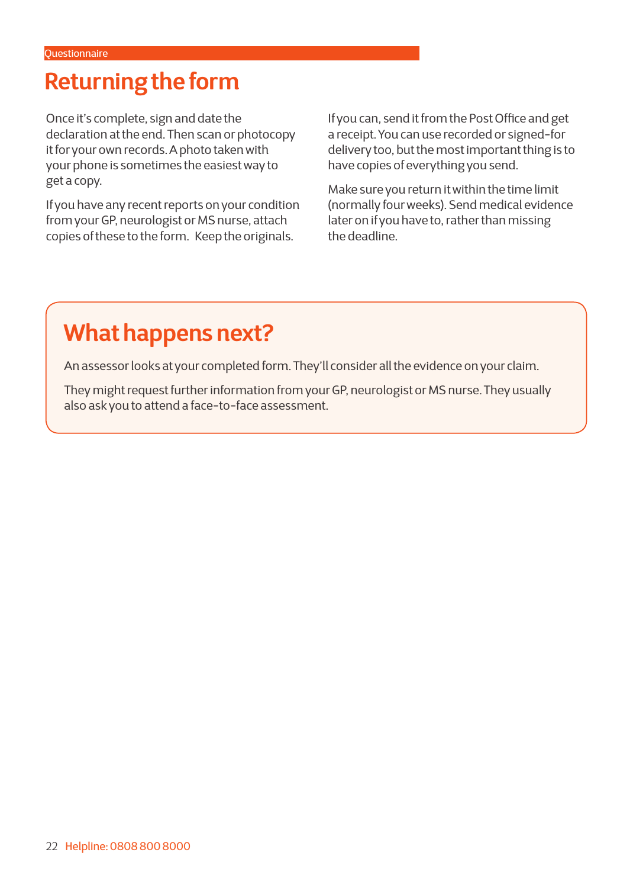Questionnaire

# Returning the form

Once it's complete, sign and date the declaration at the end. Then scan or photocopy it for your own records. A photo taken with your phone is sometimes the easiest way to get a copy.

If you have any recent reports on your condition from your GP, neurologist or MS nurse, attach copies of these to the form. Keep the originals.

If you can, send it from the Post Office and get a receipt. You can use recorded or signed-for delivery too, but the most important thing is to have copies of everything you send.

Make sure you return it within the time limit (normally four weeks). Send medical evidence later on if you have to, rather than missing the deadline.

## What happens next?

An assessor looks at your completed form. They'll consider all the evidence on your claim.

They might request further information from your GP, neurologist or MS nurse. They usually also ask you to attend a face-to-face assessment.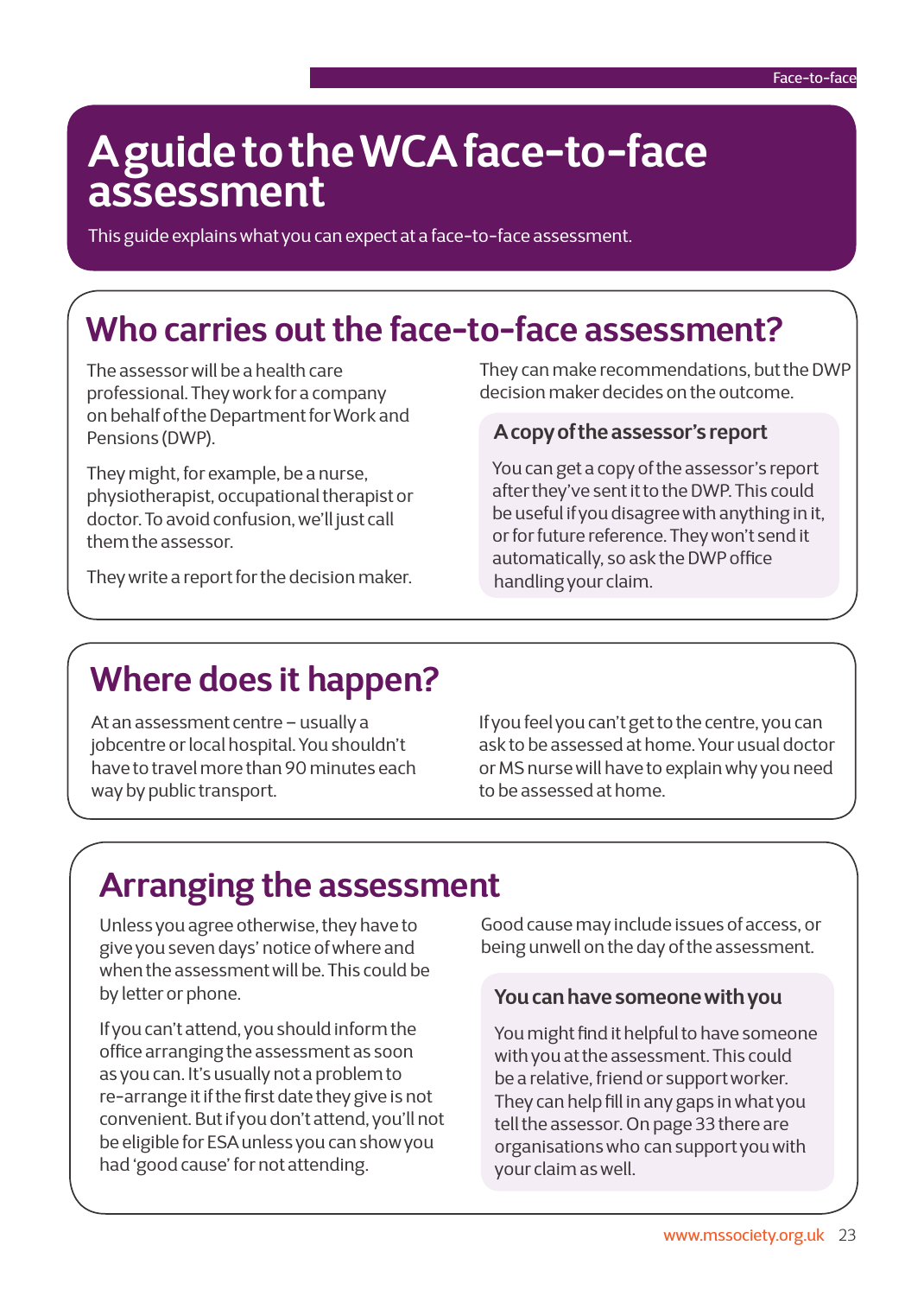# A guide to the WCA face-to-face assessment

This guide explains what you can expect at a face-to-face assessment.

## Who carries out the face-to-face assessment?

The assessor will be a health care professional. They work for a company on behalf of the Department for Work and Pensions (DWP).

They might, for example, be a nurse, physiotherapist, occupational therapist or doctor. To avoid confusion, we'll just call them the assessor.

They write a report for the decision maker.

They can make recommendations, but the DWP decision maker decides on the outcome.

### A copy of the assessor's report

You can get a copy of the assessor's report after they've sent it to the DWP. This could be useful if you disagree with anything in it, or for future reference. They won't send it automatically, so ask the DWP office handling your claim.

## Where does it happen?

At an assessment centre – usually a jobcentre or local hospital. You shouldn't have to travel more than 90 minutes each way by public transport.

If you feel you can't get to the centre, you can ask to be assessed at home. Your usual doctor or MS nurse will have to explain why you need to be assessed at home.

## Arranging the assessment

Unless you agree otherwise, they have to give you seven days' notice of where and when the assessment will be. This could be by letter or phone.

If you can't attend, you should inform the office arranging the assessment as soon as you can. It's usually not a problem to re-arrange it if the first date they give is not convenient. But if you don't attend, you'll not be eligible for ESA unless you can show you had 'good cause' for not attending.

Good cause may include issues of access, or being unwell on the day of the assessment.

### You can have someone with you

You might find it helpful to have someone with you at the assessment. This could be a relative, friend or support worker. They can help fill in any gaps in what you tell the assessor. On page 33 there are organisations who can support you with your claim as well.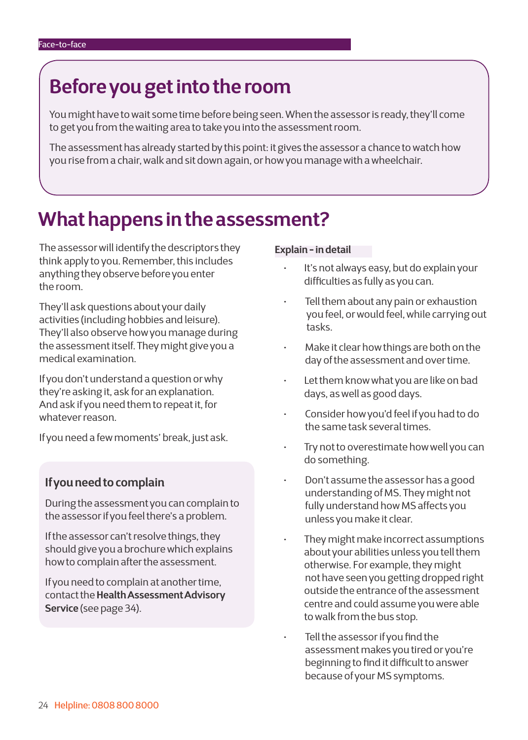## Before you get into the room

You might have to wait some time before being seen. When the assessor is ready, they'll come to get you from the waiting area to take you into the assessment room.

The assessment has already started by this point: it gives the assessor a chance to watch how you rise from a chair, walk and sit down again, or how you manage with a wheelchair.

# What happens in the assessment?

The assessor will identify the descriptors they think apply to you. Remember, this includes anything they observe before you enter the room.

They'll ask questions about your daily activities (including hobbies and leisure). They'll also observe how you manage during the assessment itself. They might give you a medical examination.

If you don't understand a question or why they're asking it, ask for an explanation. And ask if you need them to repeat it, for whatever reason.

If you need a few moments' break, just ask.

### If you need to complain

During the assessment you can complain to the assessor if you feel there's a problem.

If the assessor can't resolve things, they should give you a brochure which explains how to complain after the assessment.

If you need to complain at another time, contact the **Health Assessment Advisory Service** (see page 34).

**Explain - in detail**

- It's not always easy, but do explain your difficulties as fully as you can.
- Tell them about any pain or exhaustion you feel, or would feel, while carrying out tasks.
- Make it clear how things are both on the day of the assessment and over time.
- Let them know what you are like on bad days, as well as good days.
- Consider how you'd feel if you had to do the same task several times.
- Try not to overestimate how well you can do something.
- Don't assume the assessor has a good understanding of MS. They might not fully understand how MS affects you unless you make it clear.
- They might make incorrect assumptions about your abilities unless you tell them otherwise. For example, they might not have seen you getting dropped right outside the entrance of the assessment centre and could assume you were able to walk from the bus stop.
- Tell the assessor if you find the assessment makes you tired or you're beginning to find it difficult to answer because of your MS symptoms.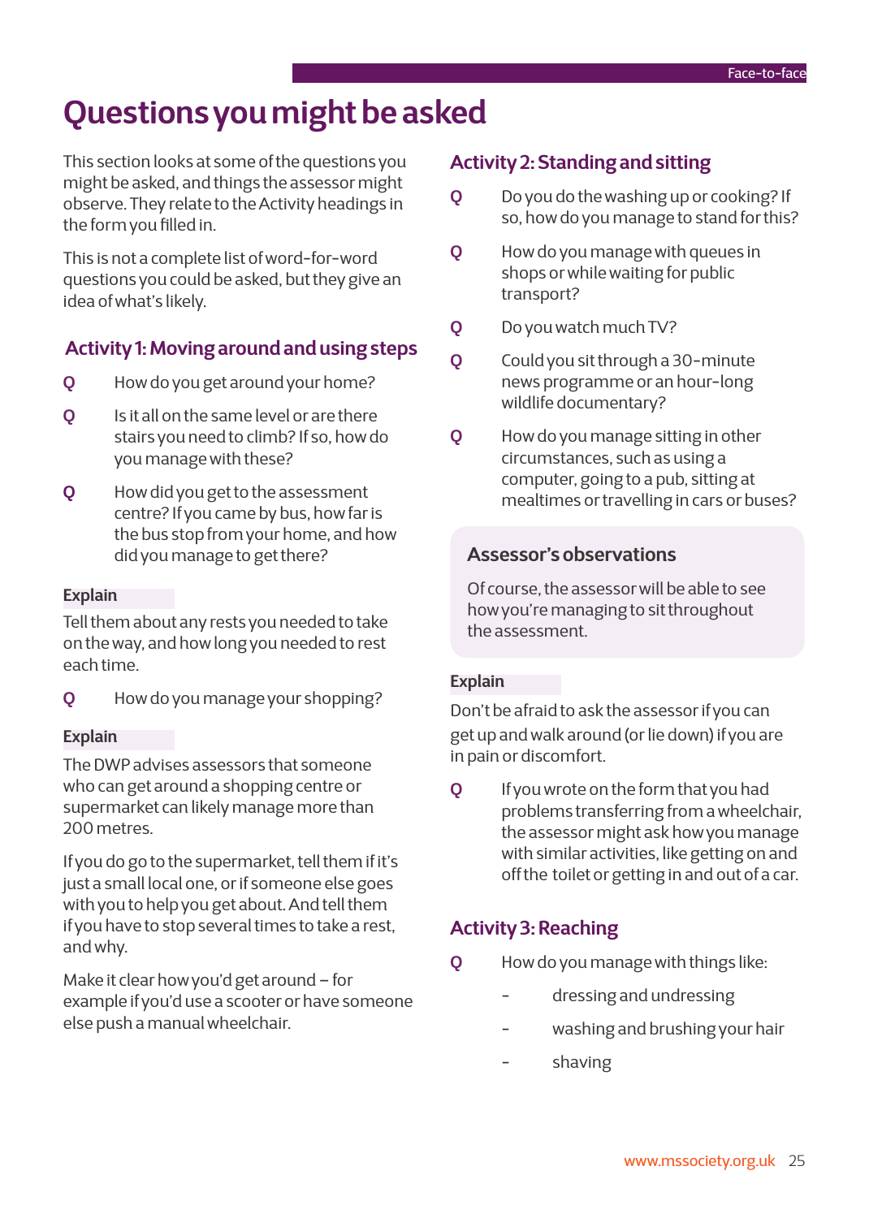# Questions you might be asked

This section looks at some of the questions you might be asked, and things the assessor might observe. They relate to the Activity headings in the form you filled in.

This is not a complete list of word-for-word questions you could be asked, but they give an idea of what's likely.

## Activity 1: Moving around and using steps

**Q** How do you get around your home?

**Q** Is it all on the same level or are there stairs you need to climb? If so, how do you manage with these?

**Q** How did you get to the assessment centre? If you came by bus, how far is the bus stop from your home, and how did you manage to get there?

**Explain**

Tell them about any rests you needed to take on the way, and how long you needed to rest each time.

**Q** How do you manage your shopping?

**Explain**

The DWP advises assessors that someone who can get around a shopping centre or supermarket can likely manage more than 200 metres.

If you do go to the supermarket, tell them if it's just a small local one, or if someone else goes with you to help you get about. And tell them if you have to stop several times to take a rest, and why.

Make it clear how you'd get around – for example if you'd use a scooter or have someone else push a manual wheelchair.

## Activity 2: Standing and sitting

**Q** Do you do the washing up or cooking? If so, how do you manage to stand for this?

**Q** How do you manage with queues in shops or while waiting for public transport?

**Q** Do you watch much TV?

**Q** Could you sit through a 30-minute news programme or an hour-long wildlife documentary?

**Q** How do you manage sitting in other circumstances, such as using a computer, going to a pub, sitting at mealtimes or travelling in cars or buses?

### Assessor's observations

Of course, the assessor will be able to see how you're managing to sit throughout the assessment.

**Explain**

Don't be afraid to ask the assessor if you can get up and walk around (or lie down) if you are in pain or discomfort.

**Q** If you wrote on the form that you had problems transferring from a wheelchair, the assessor might ask how you manage with similar activities, like getting on and off the toilet or getting in and out of a car.

## Activity 3: Reaching

**Q** How do you manage with things like:

- dressing and undressing
- washing and brushing your hair
- shaving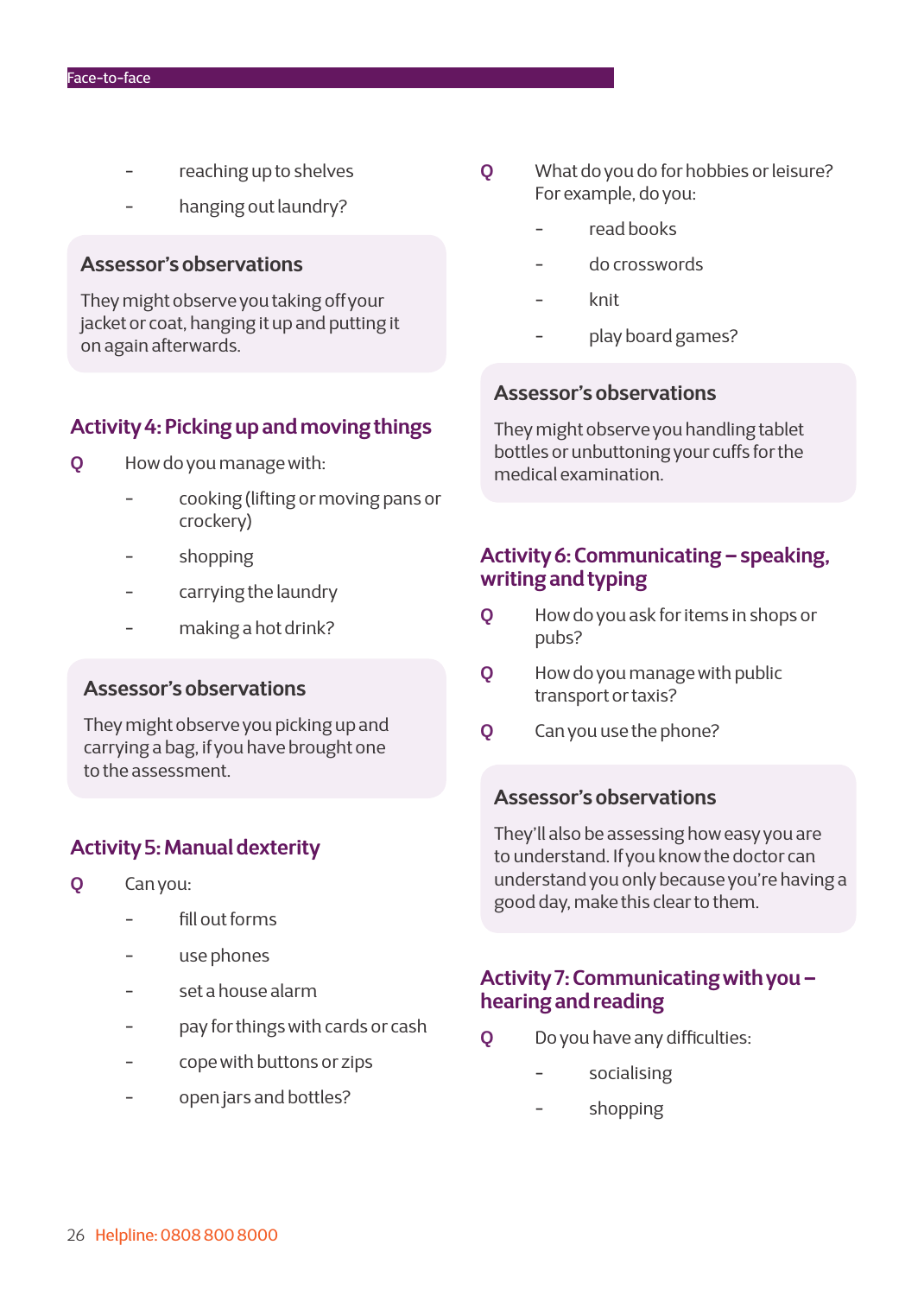- reaching up to shelves
- hanging out laundry?

### Assessor's observations

They might observe you taking off your jacket or coat, hanging it up and putting it on again afterwards.

## Activity 4: Picking up and moving things

**Q** How do you manage with:

- cooking (lifting or moving pans or crockery)
- shopping
- carrying the laundry
- making a hot drink?

### Assessor's observations

They might observe you picking up and carrying a bag, if you have brought one to the assessment.

## Activity 5: Manual dexterity

**Q** Can you:

- fill out forms
- use phones
- set a house alarm
- pay for things with cards or cash
- cope with buttons or zips
- open jars and bottles?

**Q** What do you do for hobbies or leisure? For example, do you:

- read books
- do crosswords
- knit
- play board games?

### Assessor's observations

They might observe you handling tablet bottles or unbuttoning your cuffs for the medical examination.

## Activity 6: Communicating – speaking, writing and typing

**Q** How do you ask for items in shops or pubs?

**Q** How do you manage with public transport or taxis?

**Q** Can you use the phone?

### Assessor's observations

They'll also be assessing how easy you are to understand. If you know the doctor can understand you only because you're having a good day, make this clear to them.

## Activity 7: Communicating with you – hearing and reading

**Q** Do you have any difficulties:

- socialising
- shopping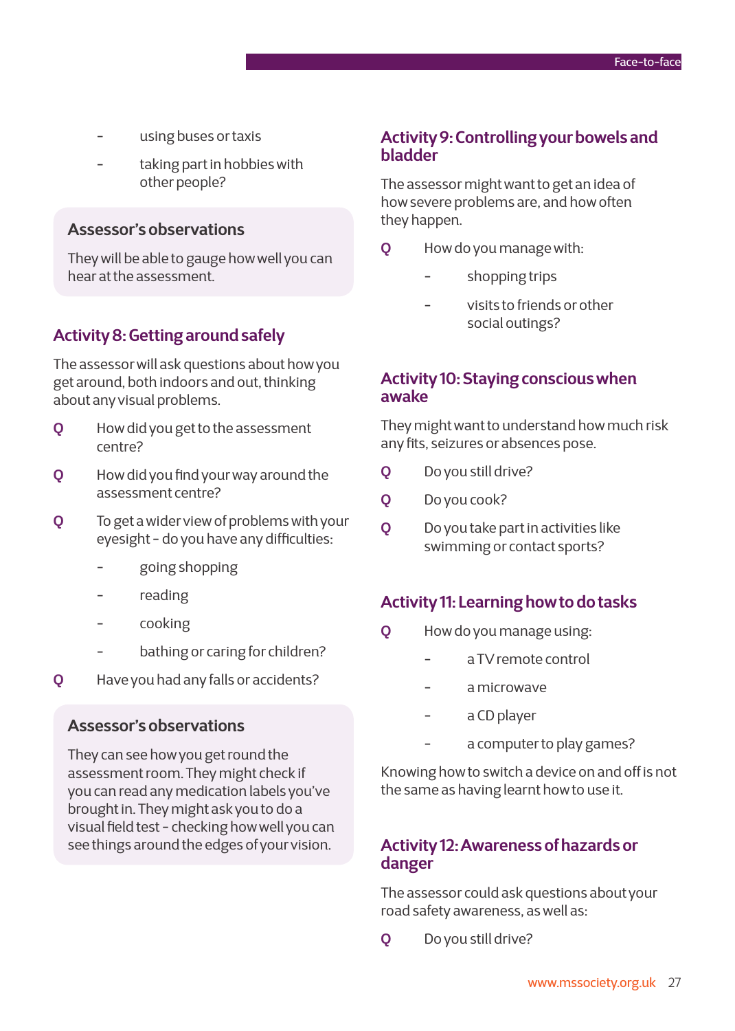- using buses or taxis
- taking part in hobbies with other people?

### Assessor's observations

They will be able to gauge how well you can hear at the assessment.

## Activity 8: Getting around safely

The assessor will ask questions about how you get around, both indoors and out, thinking about any visual problems.

**Q** How did you get to the assessment centre?

**Q** How did you find your way around the assessment centre?

**Q** To get a wider view of problems with your eyesight - do you have any difficulties:

- going shopping
- reading
- cooking
- bathing or caring for children?

**Q** Have you had any falls or accidents?

### Assessor's observations

They can see how you get round the assessment room. They might check if you can read any medication labels you've brought in. They might ask you to do a visual field test - checking how well you can see things around the edges of your vision.

## Activity 9: Controlling your bowels and bladder

The assessor might want to get an idea of how severe problems are, and how often they happen.

**Q** How do you manage with:

- shopping trips
- visits to friends or other social outings?

## Activity 10: Staying conscious when awake

They might want to understand how much risk any fits, seizures or absences pose.

**Q** Do you still drive?

**Q** Do you cook?

**Q** Do you take part in activities like swimming or contact sports?

## Activity 11: Learning how to do tasks

**Q** How do you manage using:

- a TV remote control
- a microwave
- a CD player
- a computer to play games?

Knowing how to switch a device on and off is not the same as having learnt how to use it.

## Activity 12: Awareness of hazards or danger

The assessor could ask questions about your road safety awareness, as well as:

**Q** Do you still drive?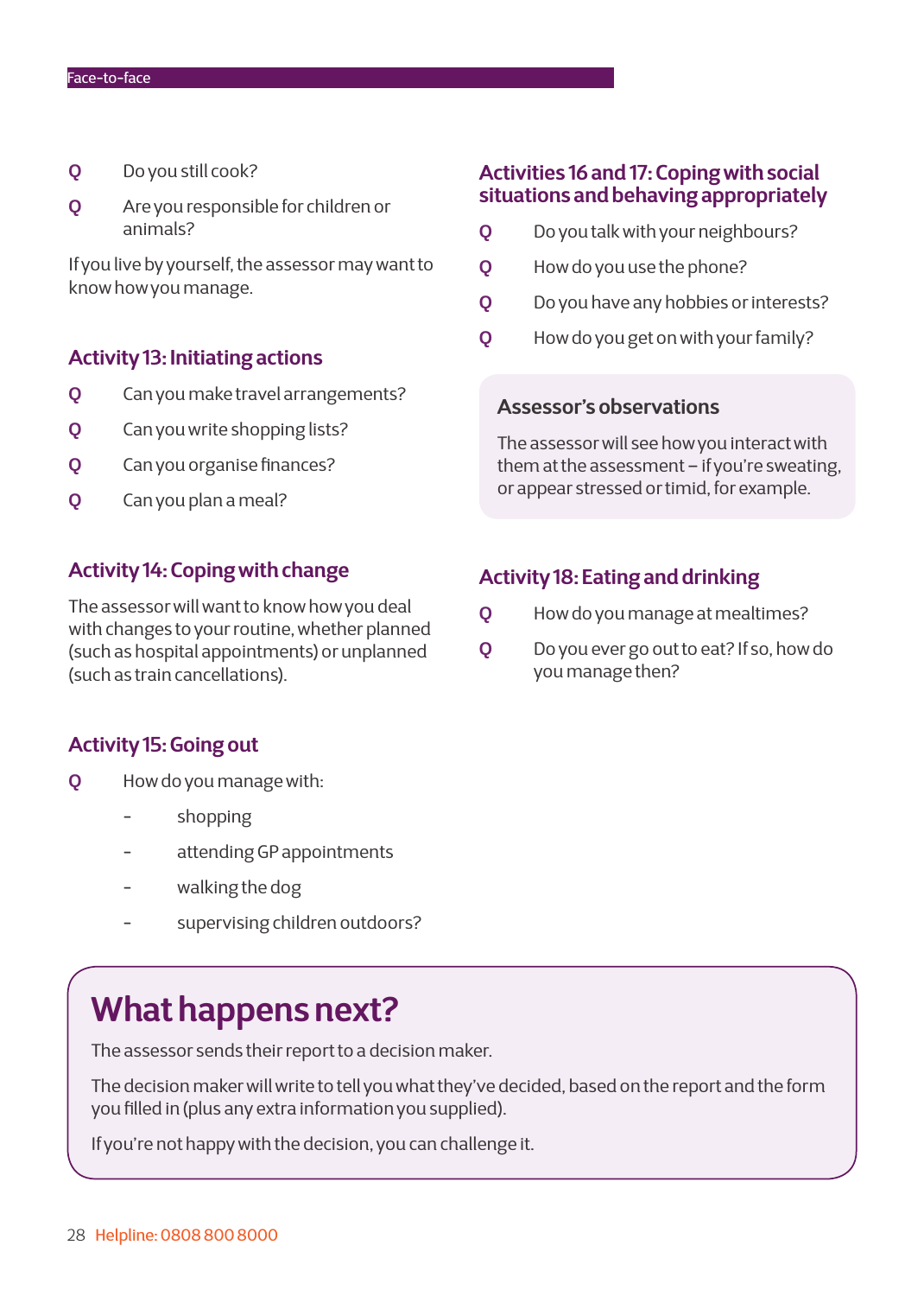**Q** Do you still cook?

**Q** Are you responsible for children or animals?

If you live by yourself, the assessor may want to know how you manage.

### Activity 13: Initiating actions

**Q** Can you make travel arrangements?

**Q** Can you write shopping lists?

**Q** Can you organise finances?

**Q** Can you plan a meal?

### Activity 14: Coping with change

The assessor will want to know how you deal with changes to your routine, whether planned (such as hospital appointments) or unplanned (such as train cancellations).

### Activity 15: Going out

**Q** How do you manage with:

- shopping
- attending GP appointments
- walking the dog
- supervising children outdoors?

### Activities 16 and 17: Coping with social situations and behaving appropriately

**Q** Do you talk with your neighbours?

**Q** How do you use the phone?

**Q** Do you have any hobbies or interests?

**Q** How do you get on with your family?

#### Assessor's observations

The assessor will see how you interact with them at the assessment – if you're sweating, or appear stressed or timid, for example.

### Activity 18: Eating and drinking

**Q** How do you manage at mealtimes?

**Q** Do you ever go out to eat? If so, how do you manage then?

## What happens next?

The assessor sends their report to a decision maker.

The decision maker will write to tell you what they've decided, based on the report and the form you filled in (plus any extra information you supplied).

If you're not happy with the decision, you can challenge it.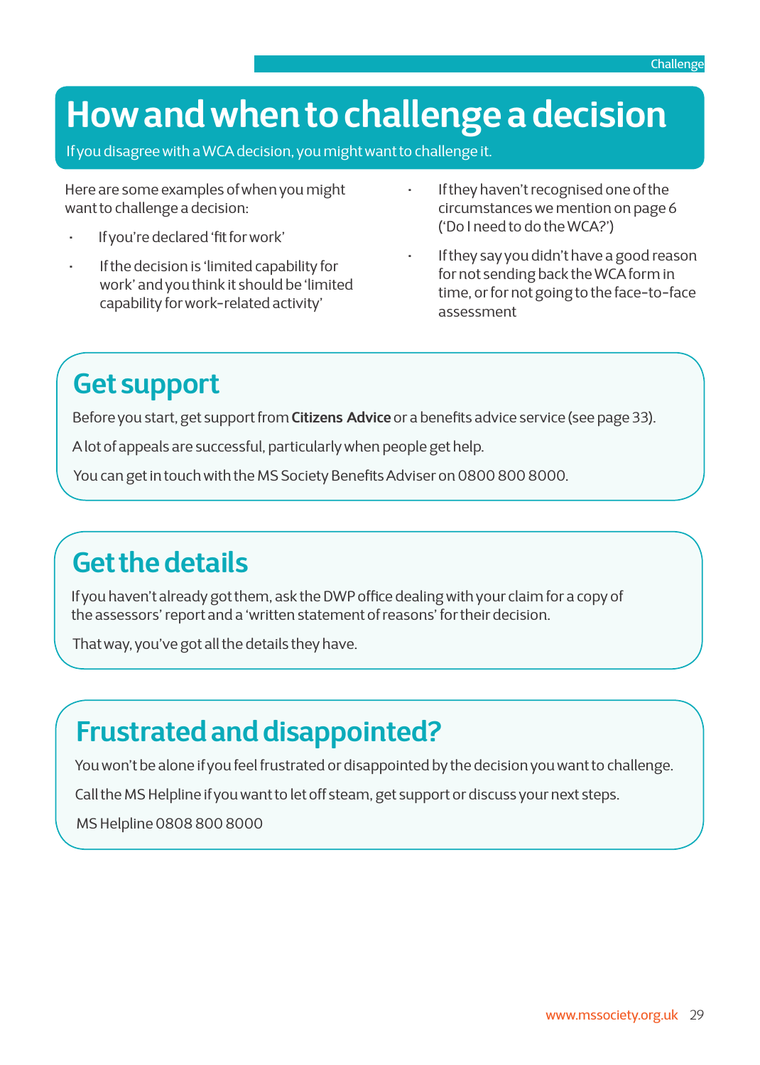# How and when to challenge a decision

If you disagree with a WCA decision, you might want to challenge it.

Here are some examples of when you might want to challenge a decision:

- If you're declared 'fit for work'
- If the decision is 'limited capability for work' and you think it should be 'limited capability for work-related activity'
- If they haven't recognised one of the circumstances we mention on page 6 ('Do I need to do the WCA?')
- If they say you didn't have a good reason for not sending back the WCA form in time, or for not going to the face-to-face assessment

## Get support

Before you start, get support from **Citizens Advice** or a benefits advice service (see page 33).

A lot of appeals are successful, particularly when people get help.

You can get in touch with the MS Society Benefits Adviser on 0800 800 8000.

## Get the details

If you haven't already got them, ask the DWP office dealing with your claim for a copy of the assessors' report and a 'written statement of reasons' for their decision.

That way, you've got all the details they have.

## Frustrated and disappointed?

You won't be alone if you feel frustrated or disappointed by the decision you want to challenge.

Call the MS Helpline if you want to let off steam, get support or discuss your next steps.

MS Helpline 0808 800 8000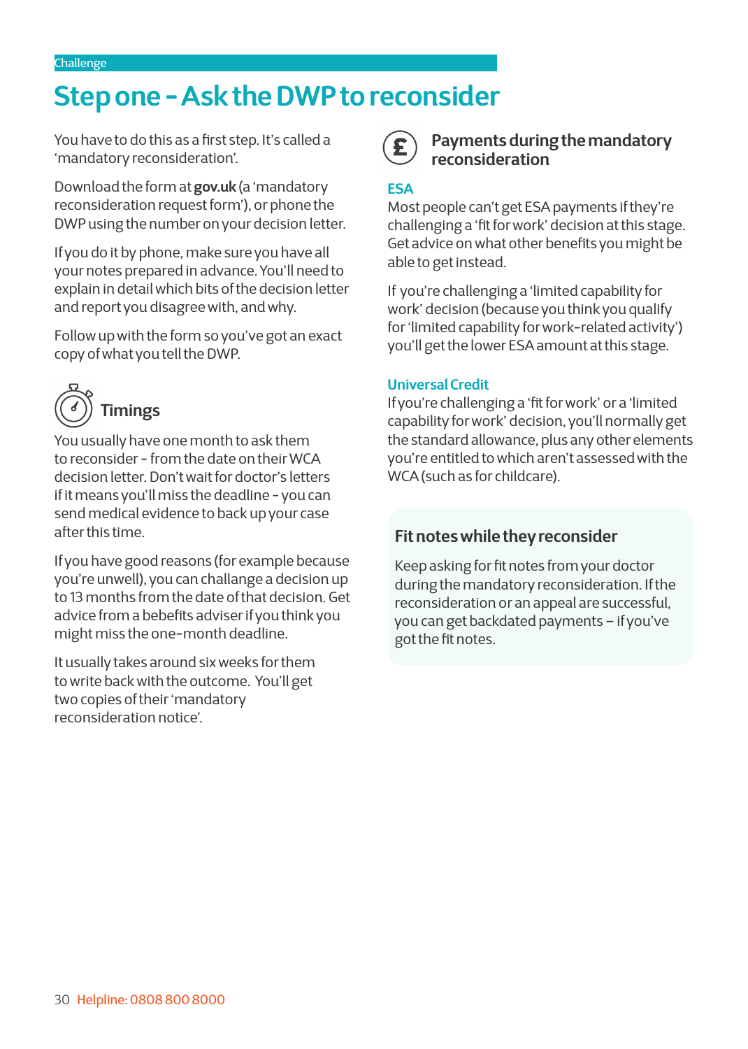Challenge

# Step one - Ask the DWP to reconsider

You have to do this as a first step. It's called a 'mandatory reconsideration'.

Download the form at **gov.uk** (a 'mandatory reconsideration request form'), or phone the DWP using the number on your decision letter.

If you do it by phone, make sure you have all your notes prepared in advance. You'll need to explain in detail which bits of the decision letter and report you disagree with, and why.

Follow up with the form so you've got an exact copy of what you tell the DWP.

## Timings

You usually have one month to ask them to reconsider - from the date on their WCA decision letter. Don't wait for doctor's letters if it means you'll miss the deadline - you can send medical evidence to back up your case after this time.

If you have good reasons (for example because you're unwell), you can challange a decision up to 13 months from the date of that decision. Get advice from a bebefits adviser if you think you might miss the one-month deadline.

It usually takes around six weeks for them to write back with the outcome. You'll get two copies of their 'mandatory reconsideration notice'.

## Payments during the mandatory reconsideration

### ESA

Most people can't get ESA payments if they're challenging a 'fit for work' decision at this stage. Get advice on what other benefits you might be able to get instead.

If you're challenging a 'limited capability for work' decision (because you think you qualify for 'limited capability for work-related activity') you'll get the lower ESA amount at this stage.

### Universal Credit

If you're challenging a 'fit for work' or a 'limited capability for work' decision, you'll normally get the standard allowance, plus any other elements you're entitled to which aren't assessed with the WCA (such as for childcare).

## Fit notes while they reconsider

Keep asking for fit notes from your doctor during the mandatory reconsideration. If the reconsideration or an appeal are successful, you can get backdated payments – if you've got the fit notes.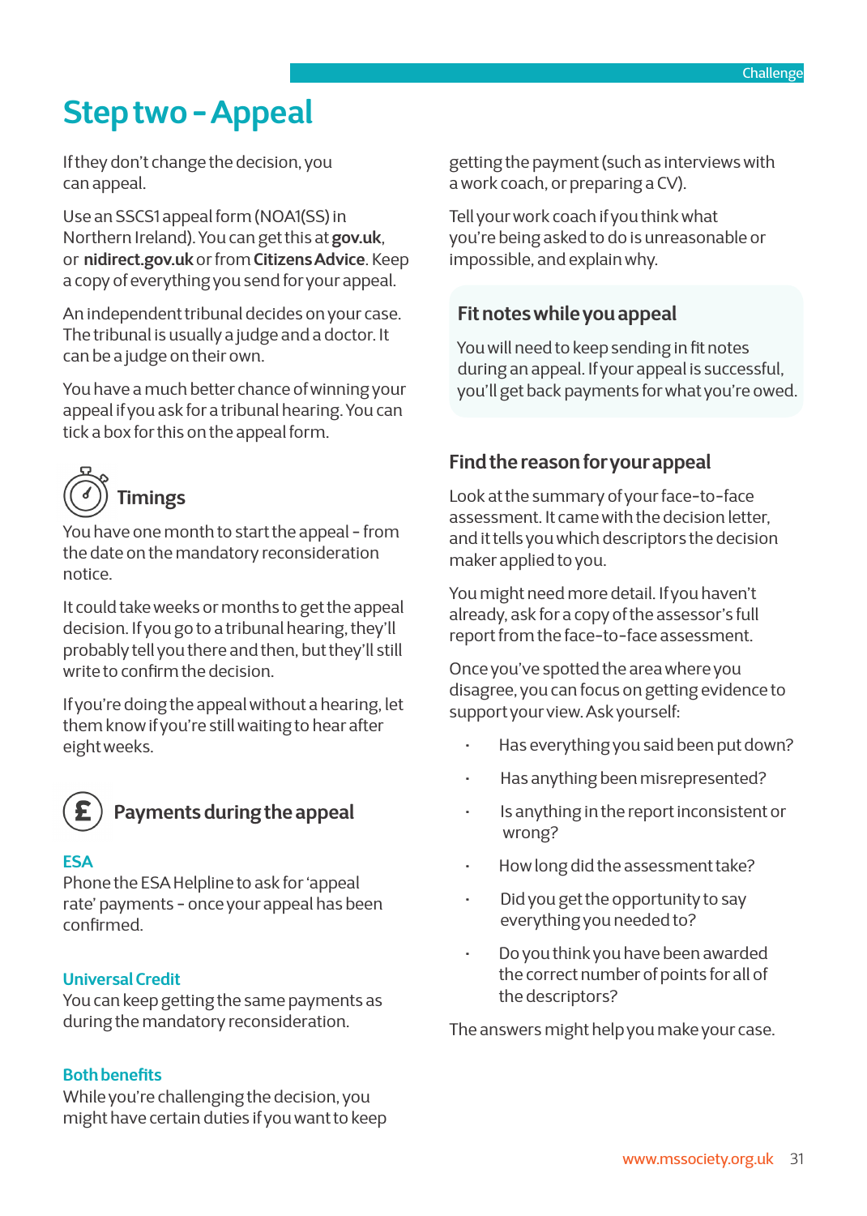# Step two - Appeal

If they don't change the decision, you can appeal.

Use an SSCS1 appeal form (NOA1(SS) in Northern Ireland). You can get this at **gov.uk**, or **nidirect.gov.uk** or from **Citizens Advice**. Keep a copy of everything you send for your appeal.

An independent tribunal decides on your case. The tribunal is usually a judge and a doctor. It can be a judge on their own.

You have a much better chance of winning your appeal if you ask for a tribunal hearing. You can tick a box for this on the appeal form.

## Timings

You have one month to start the appeal - from the date on the mandatory reconsideration notice.

It could take weeks or months to get the appeal decision. If you go to a tribunal hearing, they'll probably tell you there and then, but they'll still write to confirm the decision.

If you're doing the appeal without a hearing, let them know if you're still waiting to hear after eight weeks.

## Payments during the appeal

### ESA

Phone the ESA Helpline to ask for 'appeal rate' payments - once your appeal has been confirmed.

### Universal Credit

You can keep getting the same payments as during the mandatory reconsideration.

### Both benefits

While you're challenging the decision, you might have certain duties if you want to keep getting the payment (such as interviews with a work coach, or preparing a CV).

Tell your work coach if you think what you're being asked to do is unreasonable or impossible, and explain why.

### Fit notes while you appeal

You will need to keep sending in fit notes during an appeal. If your appeal is successful, you'll get back payments for what you're owed.

## Find the reason for your appeal

Look at the summary of your face-to-face assessment. It came with the decision letter, and it tells you which descriptors the decision maker applied to you.

You might need more detail. If you haven't already, ask for a copy of the assessor's full report from the face-to-face assessment.

Once you've spotted the area where you disagree, you can focus on getting evidence to support your view. Ask yourself:

- Has everything you said been put down?
- Has anything been misrepresented?
- Is anything in the report inconsistent or wrong?
- How long did the assessment take?
- Did you get the opportunity to say everything you needed to?
- Do you think you have been awarded the correct number of points for all of the descriptors?

The answers might help you make your case.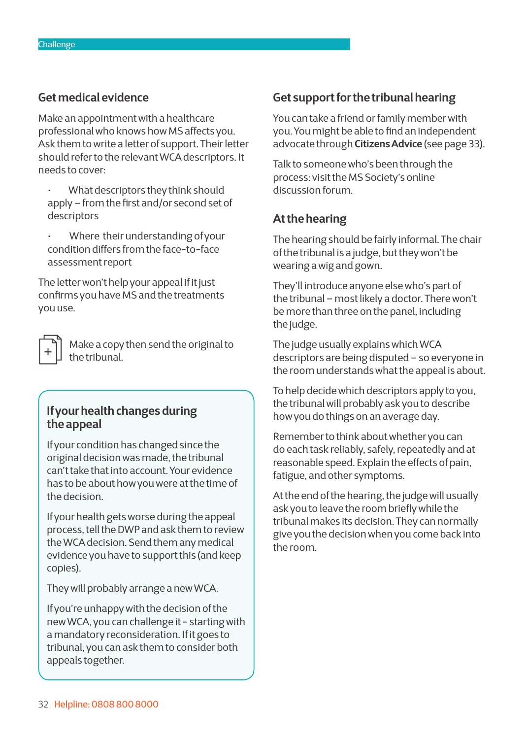## Get medical evidence

Make an appointment with a healthcare professional who knows how MS affects you. Ask them to write a letter of support. Their letter should refer to the relevant WCA descriptors. It needs to cover:

- What descriptors they think should apply – from the first and/or second set of descriptors
- Where their understanding of your condition differs from the face-to-face assessment report

The letter won't help your appeal if it just confirms you have MS and the treatments you use.

Make a copy then send the original to the tribunal.

### If your health changes during the appeal

If your condition has changed since the original decision was made, the tribunal can't take that into account. Your evidence has to be about how you were at the time of the decision.

If your health gets worse during the appeal process, tell the DWP and ask them to review the WCA decision. Send them any medical evidence you have to support this (and keep copies).

They will probably arrange a new WCA.

If you're unhappy with the decision of the new WCA, you can challenge it - starting with a mandatory reconsideration. If it goes to tribunal, you can ask them to consider both appeals together.

## Get support for the tribunal hearing

You can take a friend or family member with you. You might be able to find an independent advocate through **Citizens Advice** (see page 33).

Talk to someone who's been through the process: visit the MS Society's online discussion forum.

## At the hearing

The hearing should be fairly informal. The chair of the tribunal is a judge, but they won't be wearing a wig and gown.

They'll introduce anyone else who's part of the tribunal – most likely a doctor. There won't be more than three on the panel, including the judge.

The judge usually explains which WCA descriptors are being disputed – so everyone in the room understands what the appeal is about.

To help decide which descriptors apply to you, the tribunal will probably ask you to describe how you do things on an average day.

Remember to think about whether you can do each task reliably, safely, repeatedly and at reasonable speed. Explain the effects of pain, fatigue, and other symptoms.

At the end of the hearing, the judge will usually ask you to leave the room briefly while the tribunal makes its decision. They can normally give you the decision when you come back into the room.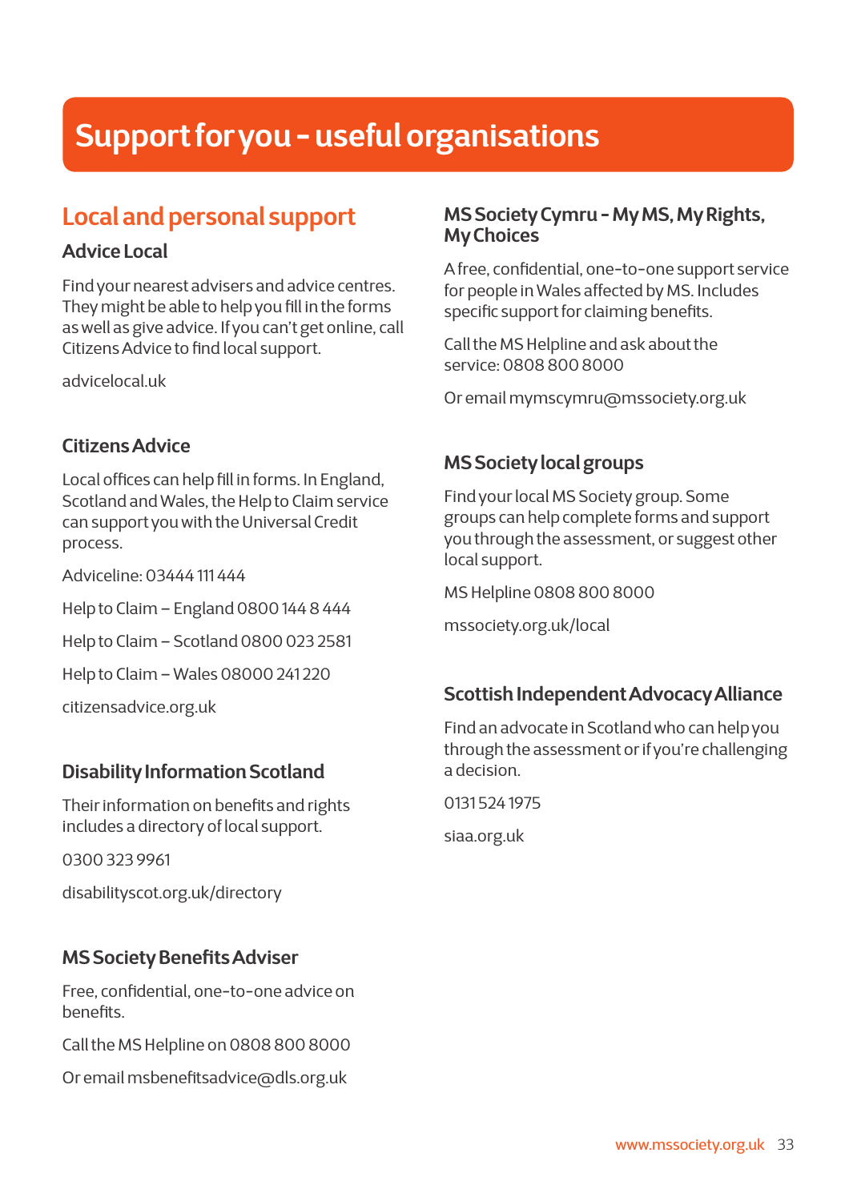# Support for you - useful organisations

## Local and personal support

### Advice Local

Find your nearest advisers and advice centres. They might be able to help you fill in the forms as well as give advice. If you can't get online, call Citizens Advice to find local support.

advicelocal.uk

### Citizens Advice

Local offices can help fill in forms. In England, Scotland and Wales, the Help to Claim service can support you with the Universal Credit process.

Adviceline: 03444 111 444

Help to Claim – England 0800 144 8 444

Help to Claim – Scotland 0800 023 2581

Help to Claim – Wales 08000 241 220

citizensadvice.org.uk

### Disability Information Scotland

Their information on benefits and rights includes a directory of local support.

0300 323 9961

disabilityscot.org.uk/directory

### MS Society Benefits Adviser

Free, confidential, one-to-one advice on benefits.

Call the MS Helpline on 0808 800 8000

Or email msbenefitsadvice@dls.org.uk

### MS Society Cymru - My MS, My Rights, My Choices

A free, confidential, one-to-one support service for people in Wales affected by MS. Includes specific support for claiming benefits.

Call the MS Helpline and ask about the service: 0808 800 8000

Or email mymscymru@mssociety.org.uk

### MS Society local groups

Find your local MS Society group. Some groups can help complete forms and support you through the assessment, or suggest other local support.

MS Helpline 0808 800 8000

mssociety.org.uk/local

### Scottish Independent Advocacy Alliance

Find an advocate in Scotland who can help you through the assessment or if you're challenging a decision.

0131 524 1975

siaa.org.uk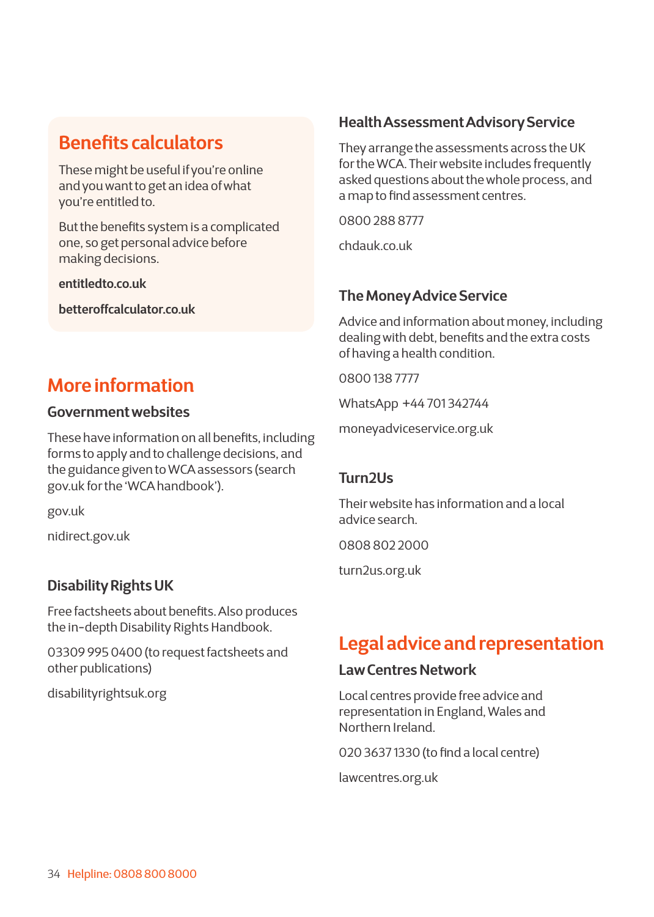## Benefits calculators

These might be useful if you're online and you want to get an idea of what you're entitled to.

But the benefits system is a complicated one, so get personal advice before making decisions.

**entitledto.co.uk**

**betteroffcalculator.co.uk**

# More information

### Government websites

These have information on all benefits, including forms to apply and to challenge decisions, and the guidance given to WCA assessors (search gov.uk for the 'WCA handbook').

gov.uk

nidirect.gov.uk

### Disability Rights UK

Free factsheets about benefits. Also produces the in-depth Disability Rights Handbook.

03309 995 0400 (to request factsheets and other publications)

disabilityrightsuk.org

### Health Assessment Advisory Service

They arrange the assessments across the UK for the WCA. Their website includes frequently asked questions about the whole process, and a map to find assessment centres.

0800 288 8777

chdauk.co.uk

### The Money Advice Service

Advice and information about money, including dealing with debt, benefits and the extra costs of having a health condition.

0800 138 7777

WhatsApp +44 701 342744

moneyadviceservice.org.uk

### Turn2Us

Their website has information and a local advice search.

0808 802 2000

turn2us.org.uk

# Legal advice and representation

### Law Centres Network

Local centres provide free advice and representation in England, Wales and Northern Ireland.

020 3637 1330 (to find a local centre)

lawcentres.org.uk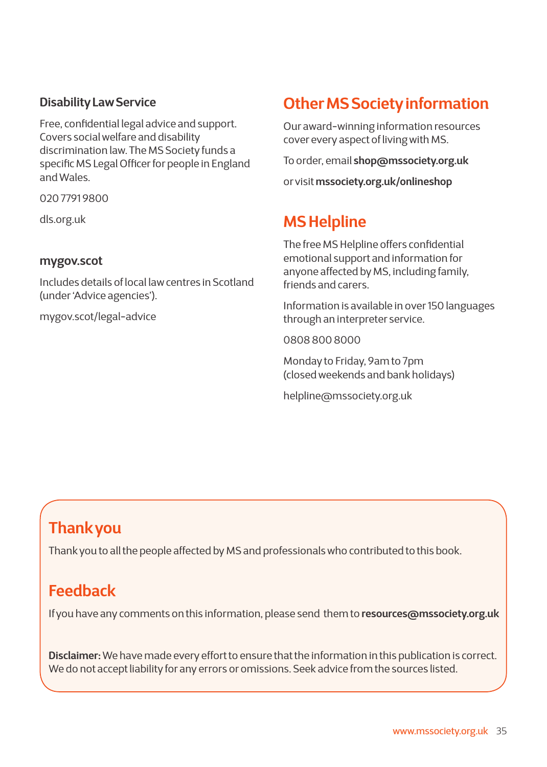### Disability Law Service

Free, confidential legal advice and support. Covers social welfare and disability discrimination law. The MS Society funds a specific MS Legal Officer for people in England and Wales.

020 7791 9800

dls.org.uk

### mygov.scot

Includes details of local law centres in Scotland (under 'Advice agencies').

mygov.scot/legal-advice

## Other MS Society information

Our award-winning information resources cover every aspect of living with MS.

To order, email **shop@mssociety.org.uk**

or visit **mssociety.org.uk/onlineshop**

## MS Helpline

The free MS Helpline offers confidential emotional support and information for anyone affected by MS, including family, friends and carers.

Information is available in over 150 languages through an interpreter service.

0808 800 8000

Monday to Friday, 9am to 7pm
(closed weekends and bank holidays)

helpline@mssociety.org.uk

## Thank you

Thank you to all the people affected by MS and professionals who contributed to this book.

## Feedback

If you have any comments on this information, please send them to **resources@mssociety.org.uk**

**Disclaimer:** We have made every effort to ensure that the information in this publication is correct. We do not accept liability for any errors or omissions. Seek advice from the sources listed.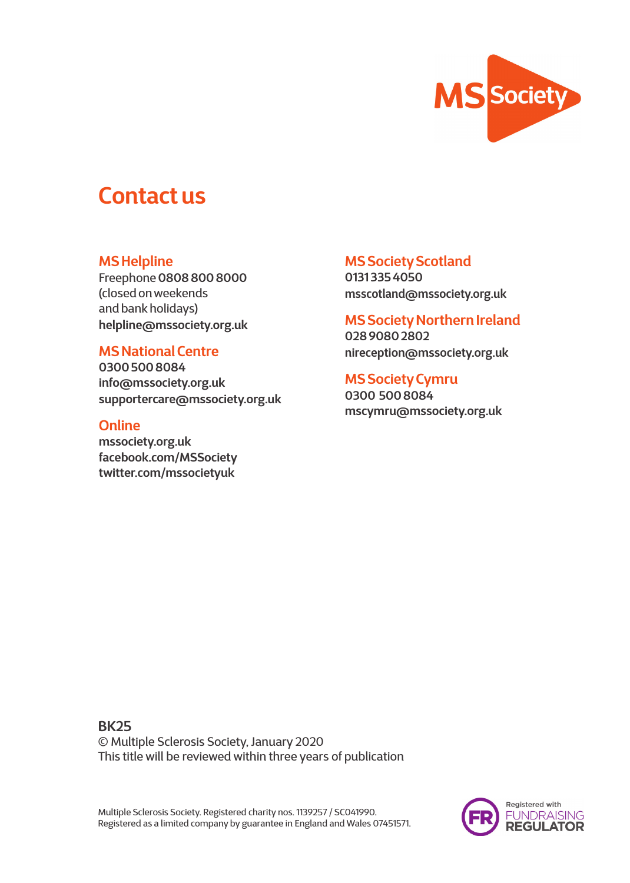# Contact us

## MS Helpline

Freephone **0808 800 8000**
(closed on weekends
and bank holidays)
**helpline@mssociety.org.uk**

## MS National Centre

**0300 500 8084**
**info@mssociety.org.uk**
**supportercare@mssociety.org.uk**

## Online

**mssociety.org.uk**
**facebook.com/MSSociety**
**twitter.com/mssocietyuk**

## MS Society Scotland

**0131 335 4050**
**msscotland@mssociety.org.uk**

## MS Society Northern Ireland

**028 9080 2802**
**nireception@mssociety.org.uk**

## MS Society Cymru

**0300 500 8084**
**mscymru@mssociety.org.uk**

**BK25**
© Multiple Sclerosis Society, January 2020
This title will be reviewed within three years of publication

Multiple Sclerosis Society. Registered charity nos. 1139257 / SC041990.
Registered as a limited company by guarantee in England and Wales 07451571.

Registered with FUNDRAISING REGULATOR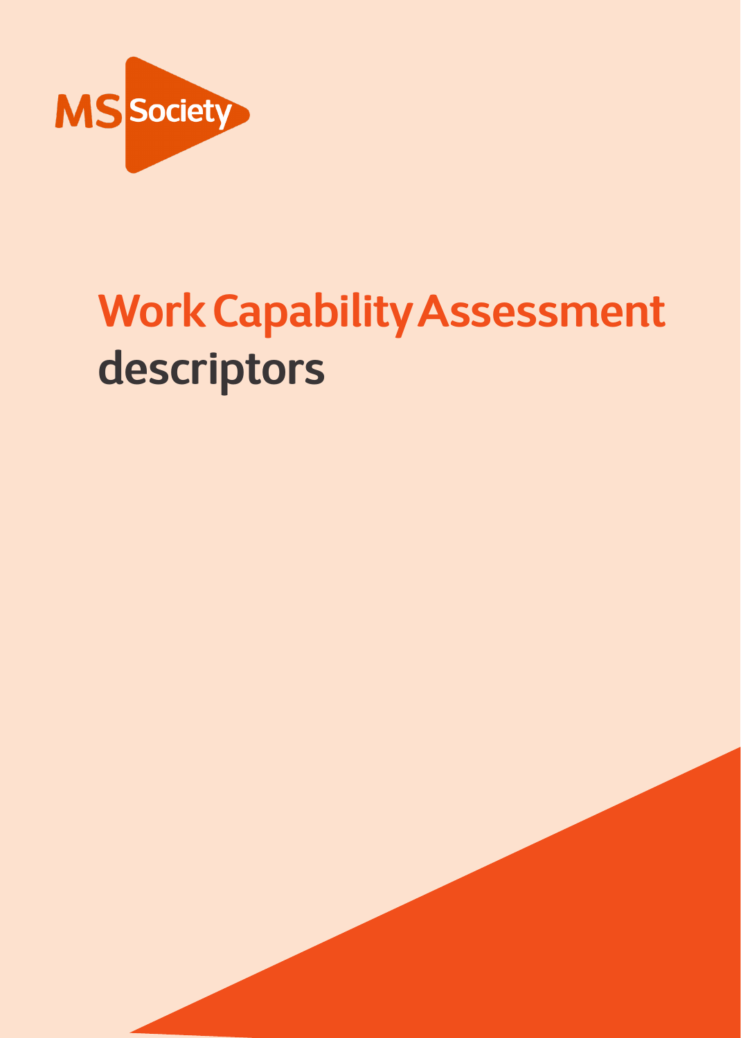MS Society

# Work Capability Assessment descriptors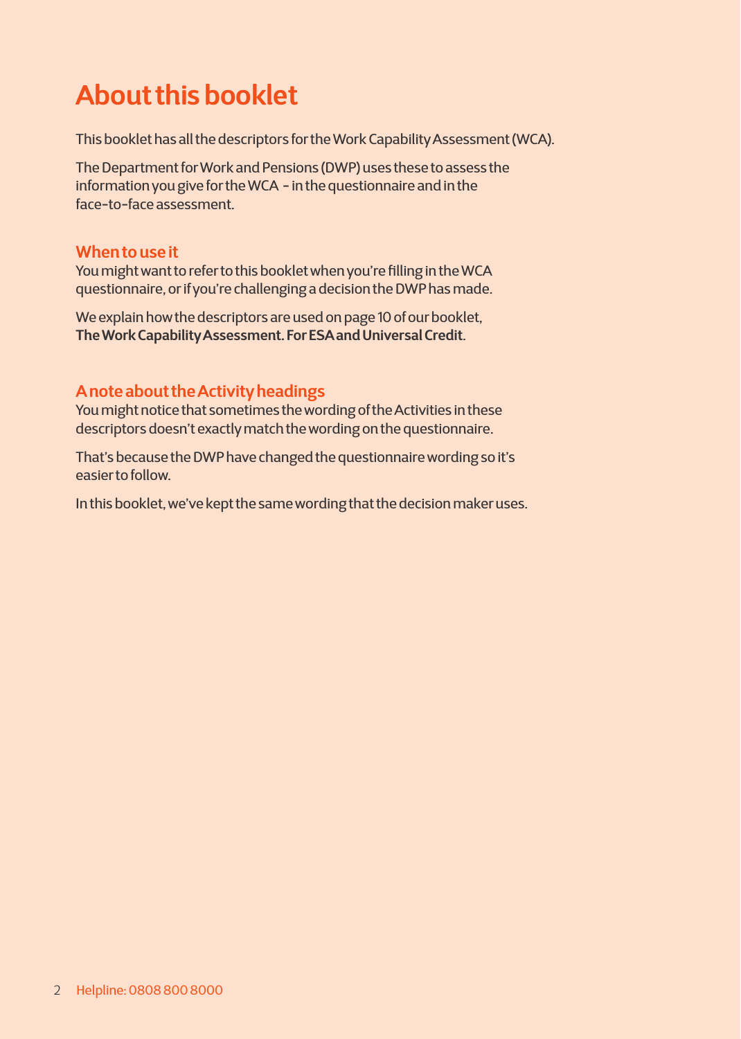# About this booklet

This booklet has all the descriptors for the Work Capability Assessment (WCA).

The Department for Work and Pensions (DWP) uses these to assess the information you give for the WCA - in the questionnaire and in the face-to-face assessment.

## When to use it

You might want to refer to this booklet when you're filling in the WCA questionnaire, or if you're challenging a decision the DWP has made.

We explain how the descriptors are used on page 10 of our booklet, **The Work Capability Assessment. For ESA and Universal Credit**.

## A note about the Activity headings

You might notice that sometimes the wording of the Activities in these descriptors doesn't exactly match the wording on the questionnaire.

That's because the DWP have changed the questionnaire wording so it's easier to follow.

In this booklet, we've kept the same wording that the decision maker uses.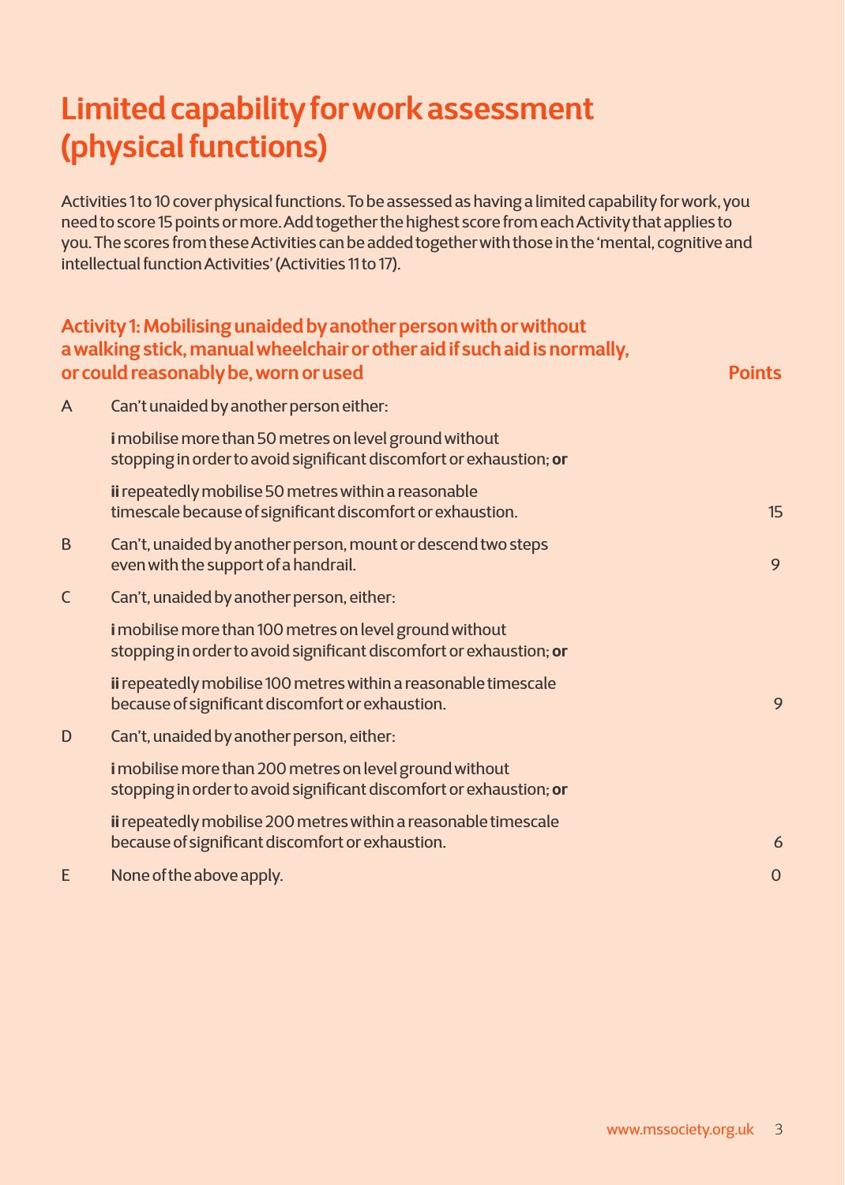# Limited capability for work assessment (physical functions)

Activities 1 to 10 cover physical functions. To be assessed as having a limited capability for work, you need to score 15 points or more. Add together the highest score from each Activity that applies to you. The scores from these Activities can be added together with those in the 'mental, cognitive and intellectual function Activities' (Activities 11 to 17).

| Activity 1: Mobilising unaided by another person with or without a walking stick, manual wheelchair or other aid if such aid is normally, or could reasonably be, worn or used | | Points |
|---|---|---|
| A | Can't unaided by another person either: | |
| | **i** mobilise more than 50 metres on level ground without stopping in order to avoid significant discomfort or exhaustion; **or** | |
| | **ii** repeatedly mobilise 50 metres within a reasonable timescale because of significant discomfort or exhaustion. | 15 |
| B | Can't, unaided by another person, mount or descend two steps even with the support of a handrail. | 9 |
| C | Can't, unaided by another person, either: | |
| | **i** mobilise more than 100 metres on level ground without stopping in order to avoid significant discomfort or exhaustion; **or** | |
| | **ii** repeatedly mobilise 100 metres within a reasonable timescale because of significant discomfort or exhaustion. | 9 |
| D | Can't, unaided by another person, either: | |
| | **i** mobilise more than 200 metres on level ground without stopping in order to avoid significant discomfort or exhaustion; **or** | |
| | **ii** repeatedly mobilise 200 metres within a reasonable timescale because of significant discomfort or exhaustion. | 6 |
| E | None of the above apply. | 0 |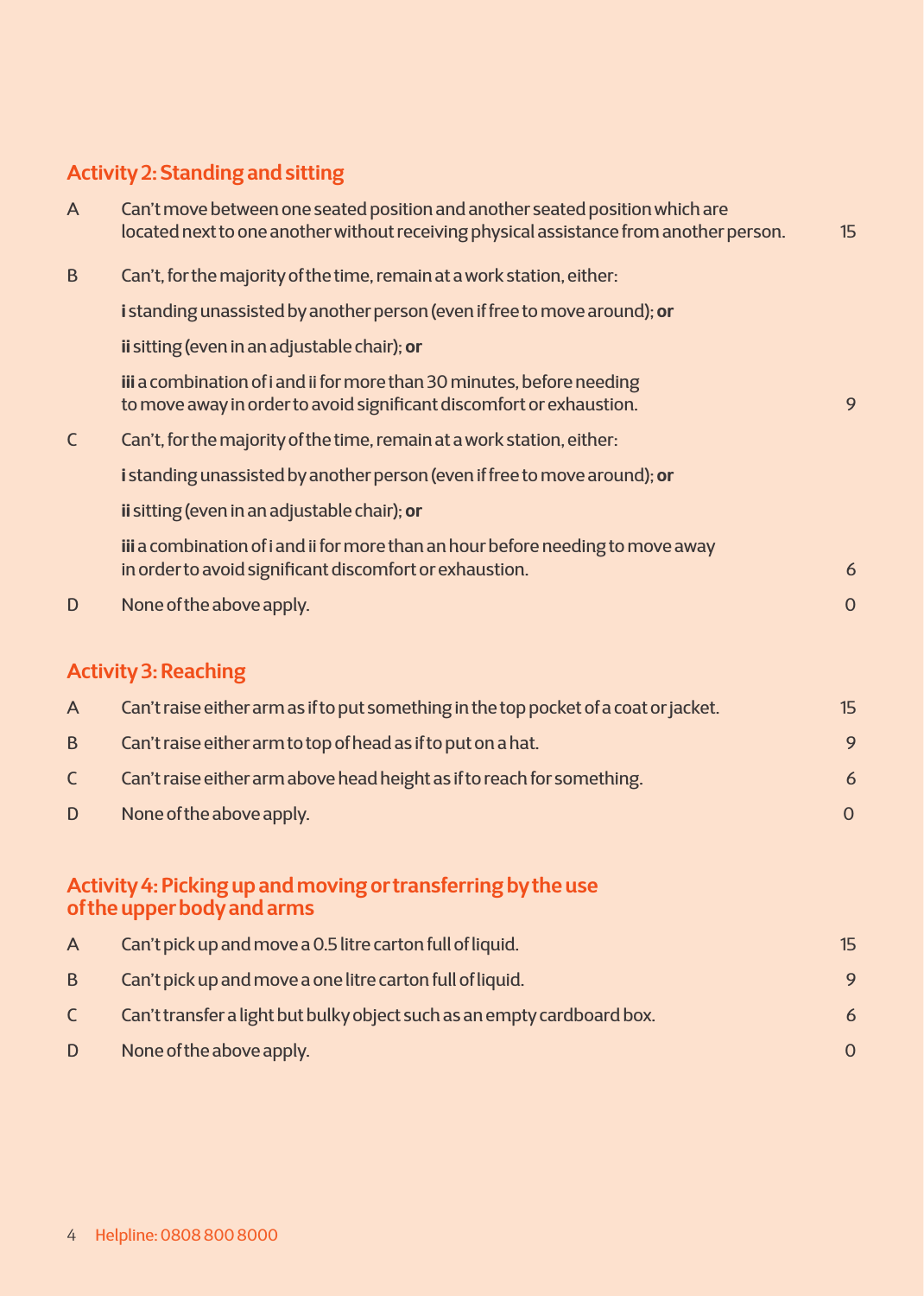## Activity 2: Standing and sitting

| | | |
|---|---|---|
| A | Can't move between one seated position and another seated position which are located next to one another without receiving physical assistance from another person. | 15 |
| B | Can't, for the majority of the time, remain at a work station, either:<br>**i** standing unassisted by another person (even if free to move around); **or**<br>**ii** sitting (even in an adjustable chair); **or**<br>**iii** a combination of i and ii for more than 30 minutes, before needing to move away in order to avoid significant discomfort or exhaustion. | 9 |
| C | Can't, for the majority of the time, remain at a work station, either:<br>**i** standing unassisted by another person (even if free to move around); **or**<br>**ii** sitting (even in an adjustable chair); **or**<br>**iii** a combination of i and ii for more than an hour before needing to move away in order to avoid significant discomfort or exhaustion. | 6 |
| D | None of the above apply. | 0 |

## Activity 3: Reaching

| | | |
|---|---|---|
| A | Can't raise either arm as if to put something in the top pocket of a coat or jacket. | 15 |
| B | Can't raise either arm to top of head as if to put on a hat. | 9 |
| C | Can't raise either arm above head height as if to reach for something. | 6 |
| D | None of the above apply. | 0 |

## Activity 4: Picking up and moving or transferring by the use of the upper body and arms

| | | |
|---|---|---|
| A | Can't pick up and move a 0.5 litre carton full of liquid. | 15 |
| B | Can't pick up and move a one litre carton full of liquid. | 9 |
| C | Can't transfer a light but bulky object such as an empty cardboard box. | 6 |
| D | None of the above apply. | 0 |

Helpline: 0808 800 8000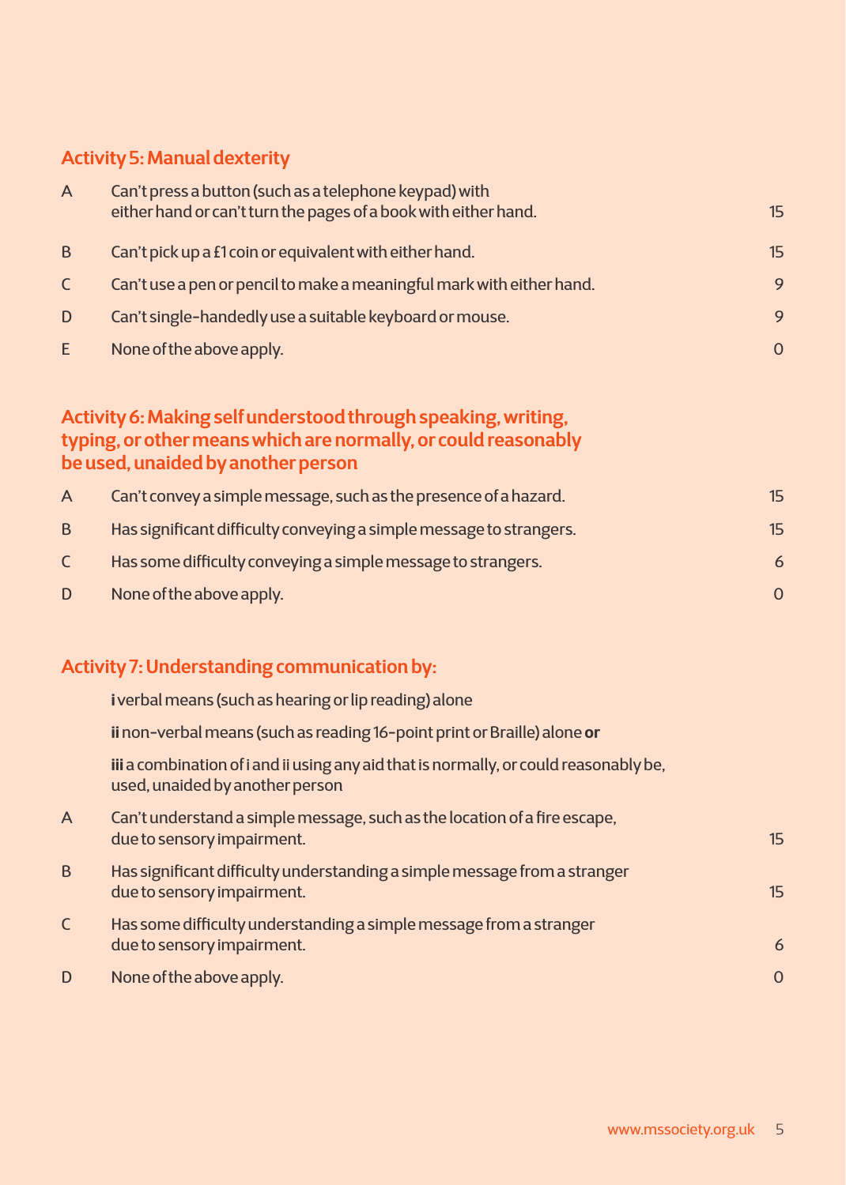## Activity 5: Manual dexterity

| | | |
|---|---|---|
| A | Can't press a button (such as a telephone keypad) with either hand or can't turn the pages of a book with either hand. | 15 |
| B | Can't pick up a £1 coin or equivalent with either hand. | 15 |
| C | Can't use a pen or pencil to make a meaningful mark with either hand. | 9 |
| D | Can't single-handedly use a suitable keyboard or mouse. | 9 |
| E | None of the above apply. | 0 |

## Activity 6: Making self understood through speaking, writing, typing, or other means which are normally, or could reasonably be used, unaided by another person

| | | |
|---|---|---|
| A | Can't convey a simple message, such as the presence of a hazard. | 15 |
| B | Has significant difficulty conveying a simple message to strangers. | 15 |
| C | Has some difficulty conveying a simple message to strangers. | 6 |
| D | None of the above apply. | 0 |

## Activity 7: Understanding communication by:

**i** verbal means (such as hearing or lip reading) alone

**ii** non-verbal means (such as reading 16-point print or Braille) alone **or**

**iii** a combination of i and ii using any aid that is normally, or could reasonably be, used, unaided by another person

| | | |
|---|---|---|
| A | Can't understand a simple message, such as the location of a fire escape, due to sensory impairment. | 15 |
| B | Has significant difficulty understanding a simple message from a stranger due to sensory impairment. | 15 |
| C | Has some difficulty understanding a simple message from a stranger due to sensory impairment. | 6 |
| D | None of the above apply. | 0 |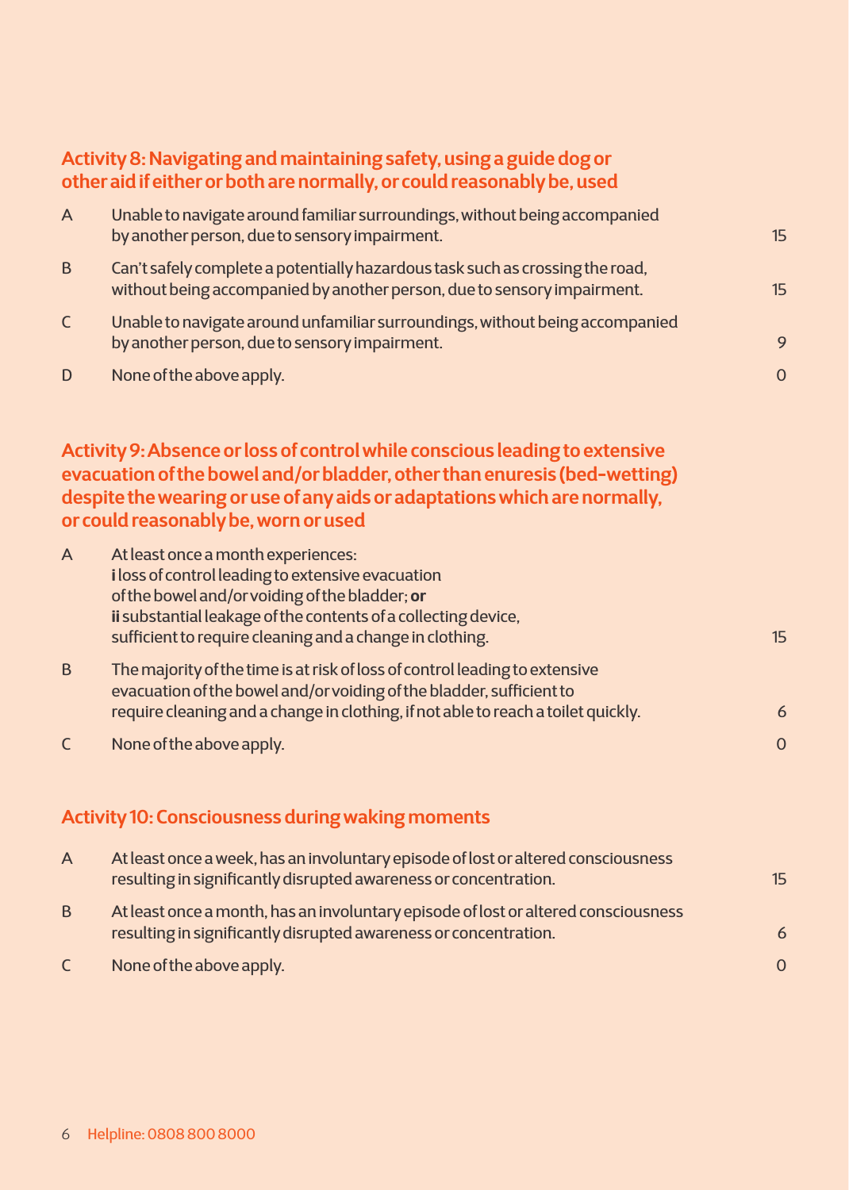### Activity 8: Navigating and maintaining safety, using a guide dog or other aid if either or both are normally, or could reasonably be, used

| | | |
|---|---|---|
| A | Unable to navigate around familiar surroundings, without being accompanied by another person, due to sensory impairment. | 15 |
| B | Can't safely complete a potentially hazardous task such as crossing the road, without being accompanied by another person, due to sensory impairment. | 15 |
| C | Unable to navigate around unfamiliar surroundings, without being accompanied by another person, due to sensory impairment. | 9 |
| D | None of the above apply. | 0 |

### Activity 9: Absence or loss of control while conscious leading to extensive evacuation of the bowel and/or bladder, other than enuresis (bed-wetting) despite the wearing or use of any aids or adaptations which are normally, or could reasonably be, worn or used

| | | |
|---|---|---|
| A | At least once a month experiences:<br>**i** loss of control leading to extensive evacuation of the bowel and/or voiding of the bladder; **or**<br>**ii** substantial leakage of the contents of a collecting device, sufficient to require cleaning and a change in clothing. | 15 |
| B | The majority of the time is at risk of loss of control leading to extensive evacuation of the bowel and/or voiding of the bladder, sufficient to require cleaning and a change in clothing, if not able to reach a toilet quickly. | 6 |
| C | None of the above apply. | 0 |

### Activity 10: Consciousness during waking moments

| | | |
|---|---|---|
| A | At least once a week, has an involuntary episode of lost or altered consciousness resulting in significantly disrupted awareness or concentration. | 15 |
| B | At least once a month, has an involuntary episode of lost or altered consciousness resulting in significantly disrupted awareness or concentration. | 6 |
| C | None of the above apply. | 0 |

Helpline: 0808 800 8000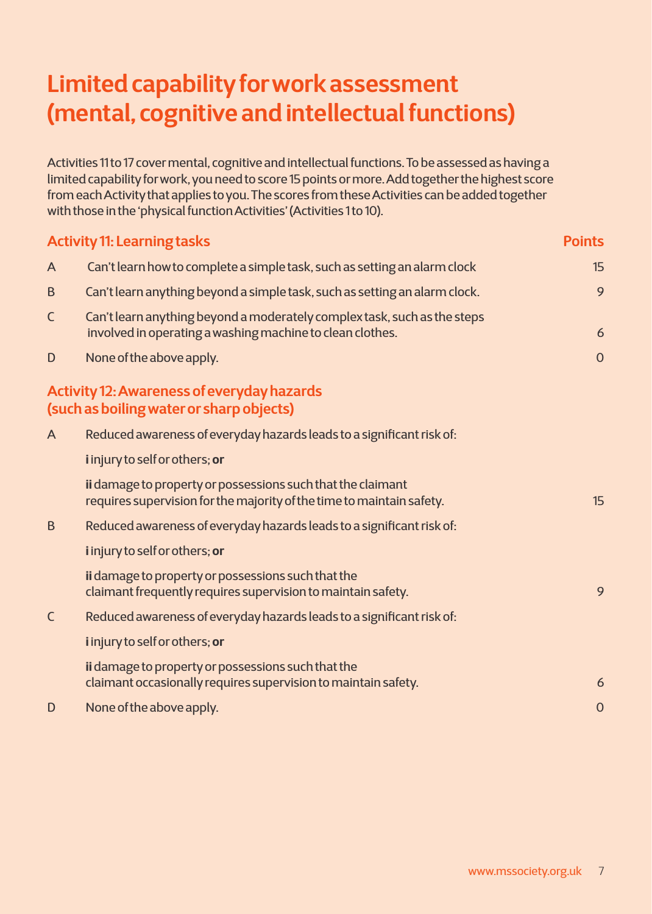# Limited capability for work assessment (mental, cognitive and intellectual functions)

Activities 11 to 17 cover mental, cognitive and intellectual functions. To be assessed as having a limited capability for work, you need to score 15 points or more. Add together the highest score from each Activity that applies to you. The scores from these Activities can be added together with those in the 'physical function Activities' (Activities 1 to 10).

| Activity 11: Learning tasks | | Points |
|---|---|---|
| A | Can't learn how to complete a simple task, such as setting an alarm clock | 15 |
| B | Can't learn anything beyond a simple task, such as setting an alarm clock. | 9 |
| C | Can't learn anything beyond a moderately complex task, such as the steps involved in operating a washing machine to clean clothes. | 6 |
| D | None of the above apply. | 0 |

| Activity 12: Awareness of everyday hazards (such as boiling water or sharp objects) | | |
|---|---|---|
| A | Reduced awareness of everyday hazards leads to a significant risk of: **i** injury to self or others; **or** **ii** damage to property or possessions such that the claimant requires supervision for the majority of the time to maintain safety. | 15 |
| B | Reduced awareness of everyday hazards leads to a significant risk of: **i** injury to self or others; **or** **ii** damage to property or possessions such that the claimant frequently requires supervision to maintain safety. | 9 |
| C | Reduced awareness of everyday hazards leads to a significant risk of: **i** injury to self or others; **or** **ii** damage to property or possessions such that the claimant occasionally requires supervision to maintain safety. | 6 |
| D | None of the above apply. | 0 |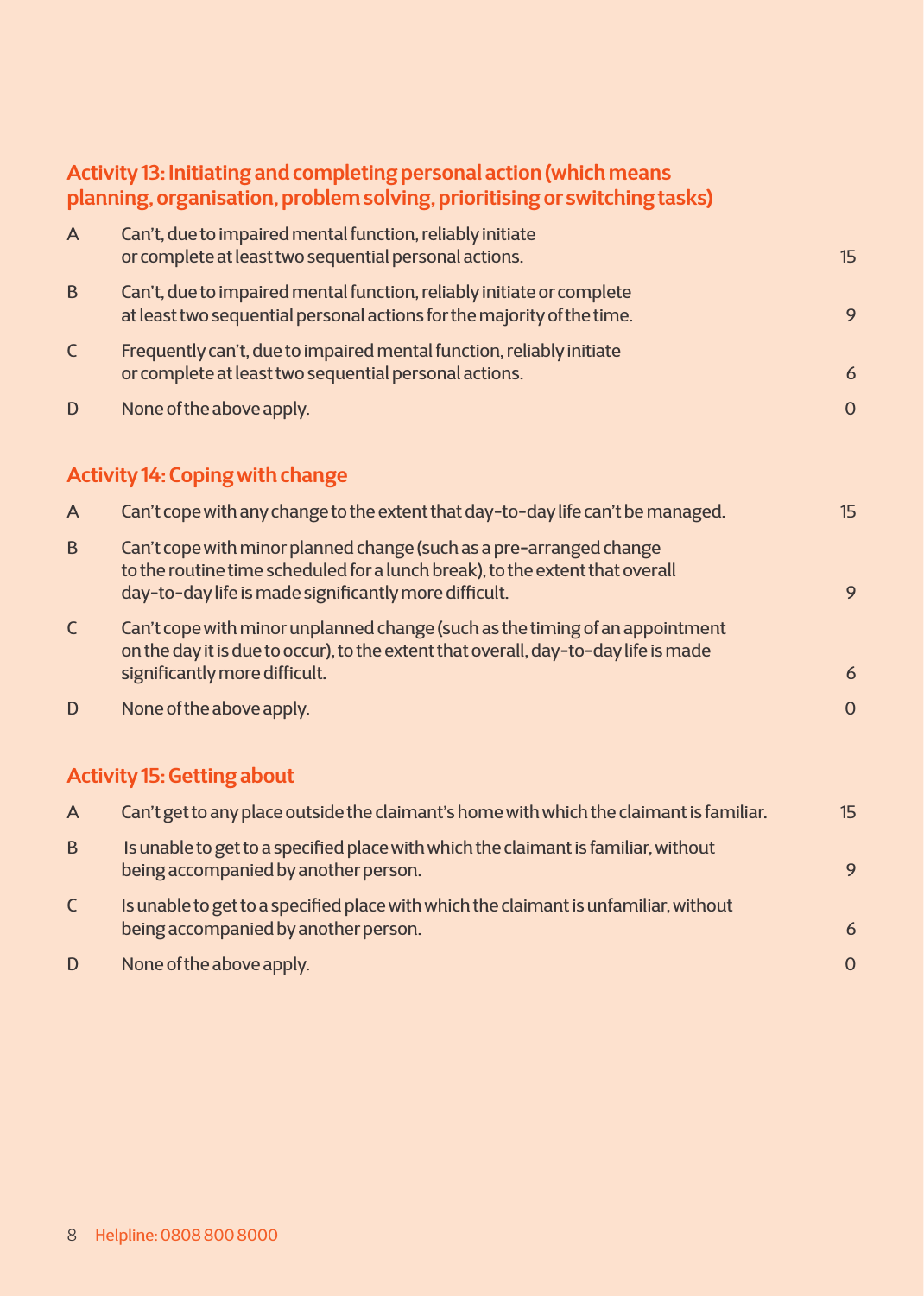### Activity 13: Initiating and completing personal action (which means planning, organisation, problem solving, prioritising or switching tasks)

| | | |
|---|---|---|
| A | Can't, due to impaired mental function, reliably initiate or complete at least two sequential personal actions. | 15 |
| B | Can't, due to impaired mental function, reliably initiate or complete at least two sequential personal actions for the majority of the time. | 9 |
| C | Frequently can't, due to impaired mental function, reliably initiate or complete at least two sequential personal actions. | 6 |
| D | None of the above apply. | 0 |

### Activity 14: Coping with change

| | | |
|---|---|---|
| A | Can't cope with any change to the extent that day-to-day life can't be managed. | 15 |
| B | Can't cope with minor planned change (such as a pre-arranged change to the routine time scheduled for a lunch break), to the extent that overall day-to-day life is made significantly more difficult. | 9 |
| C | Can't cope with minor unplanned change (such as the timing of an appointment on the day it is due to occur), to the extent that overall, day-to-day life is made significantly more difficult. | 6 |
| D | None of the above apply. | 0 |

### Activity 15: Getting about

| | | |
|---|---|---|
| A | Can't get to any place outside the claimant's home with which the claimant is familiar. | 15 |
| B | Is unable to get to a specified place with which the claimant is familiar, without being accompanied by another person. | 9 |
| C | Is unable to get to a specified place with which the claimant is unfamiliar, without being accompanied by another person. | 6 |
| D | None of the above apply. | 0 |

Helpline: 0808 800 8000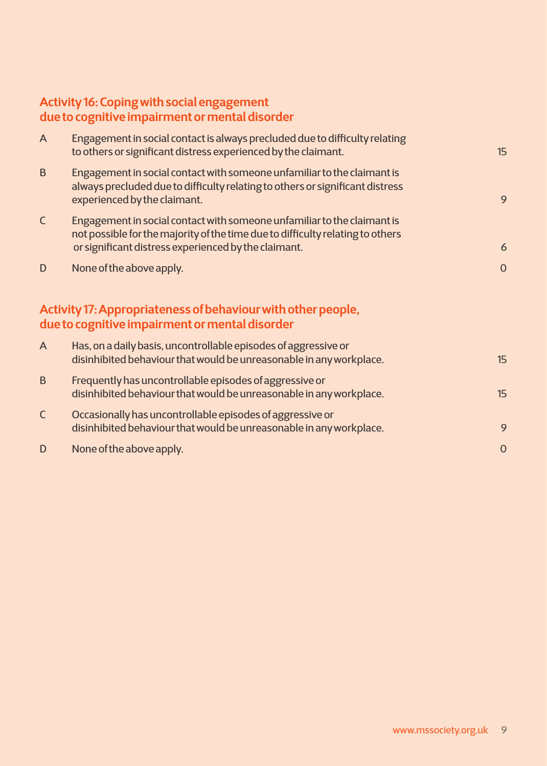### Activity 16: Coping with social engagement due to cognitive impairment or mental disorder

| | | |
|---|---|---|
| A | Engagement in social contact is always precluded due to difficulty relating to others or significant distress experienced by the claimant. | 15 |
| B | Engagement in social contact with someone unfamiliar to the claimant is always precluded due to difficulty relating to others or significant distress experienced by the claimant. | 9 |
| C | Engagement in social contact with someone unfamiliar to the claimant is not possible for the majority of the time due to difficulty relating to others or significant distress experienced by the claimant. | 6 |
| D | None of the above apply. | 0 |

### Activity 17: Appropriateness of behaviour with other people, due to cognitive impairment or mental disorder

| | | |
|---|---|---|
| A | Has, on a daily basis, uncontrollable episodes of aggressive or disinhibited behaviour that would be unreasonable in any workplace. | 15 |
| B | Frequently has uncontrollable episodes of aggressive or disinhibited behaviour that would be unreasonable in any workplace. | 15 |
| C | Occasionally has uncontrollable episodes of aggressive or disinhibited behaviour that would be unreasonable in any workplace. | 9 |
| D | None of the above apply. | 0 |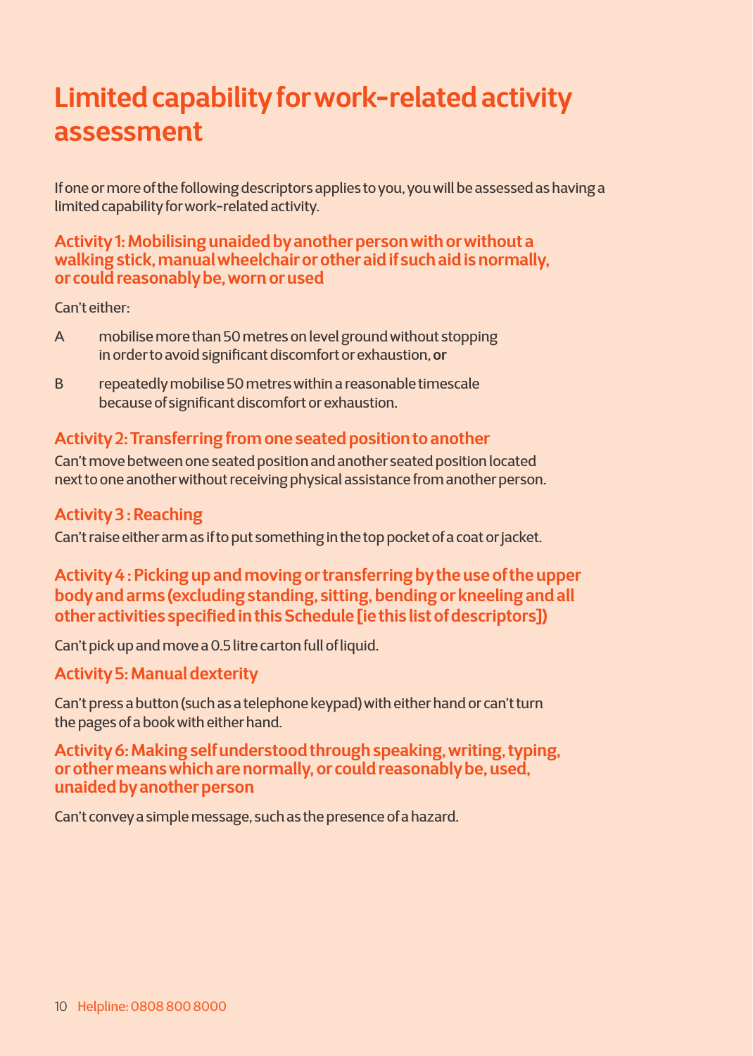# Limited capability for work-related activity assessment

If one or more of the following descriptors applies to you, you will be assessed as having a limited capability for work-related activity.

### Activity 1: Mobilising unaided by another person with or without a walking stick, manual wheelchair or other aid if such aid is normally, or could reasonably be, worn or used

Can't either:

A mobilise more than 50 metres on level ground without stopping in order to avoid significant discomfort or exhaustion, **or**

B repeatedly mobilise 50 metres within a reasonable timescale because of significant discomfort or exhaustion.

### Activity 2: Transferring from one seated position to another

Can't move between one seated position and another seated position located next to one another without receiving physical assistance from another person.

### Activity 3 : Reaching

Can't raise either arm as if to put something in the top pocket of a coat or jacket.

### Activity 4 : Picking up and moving or transferring by the use of the upper body and arms (excluding standing, sitting, bending or kneeling and all other activities specified in this Schedule [ie this list of descriptors])

Can't pick up and move a 0.5 litre carton full of liquid.

### Activity 5: Manual dexterity

Can't press a button (such as a telephone keypad) with either hand or can't turn the pages of a book with either hand.

### Activity 6: Making self understood through speaking, writing, typing, or other means which are normally, or could reasonably be, used, unaided by another person

Can't convey a simple message, such as the presence of a hazard.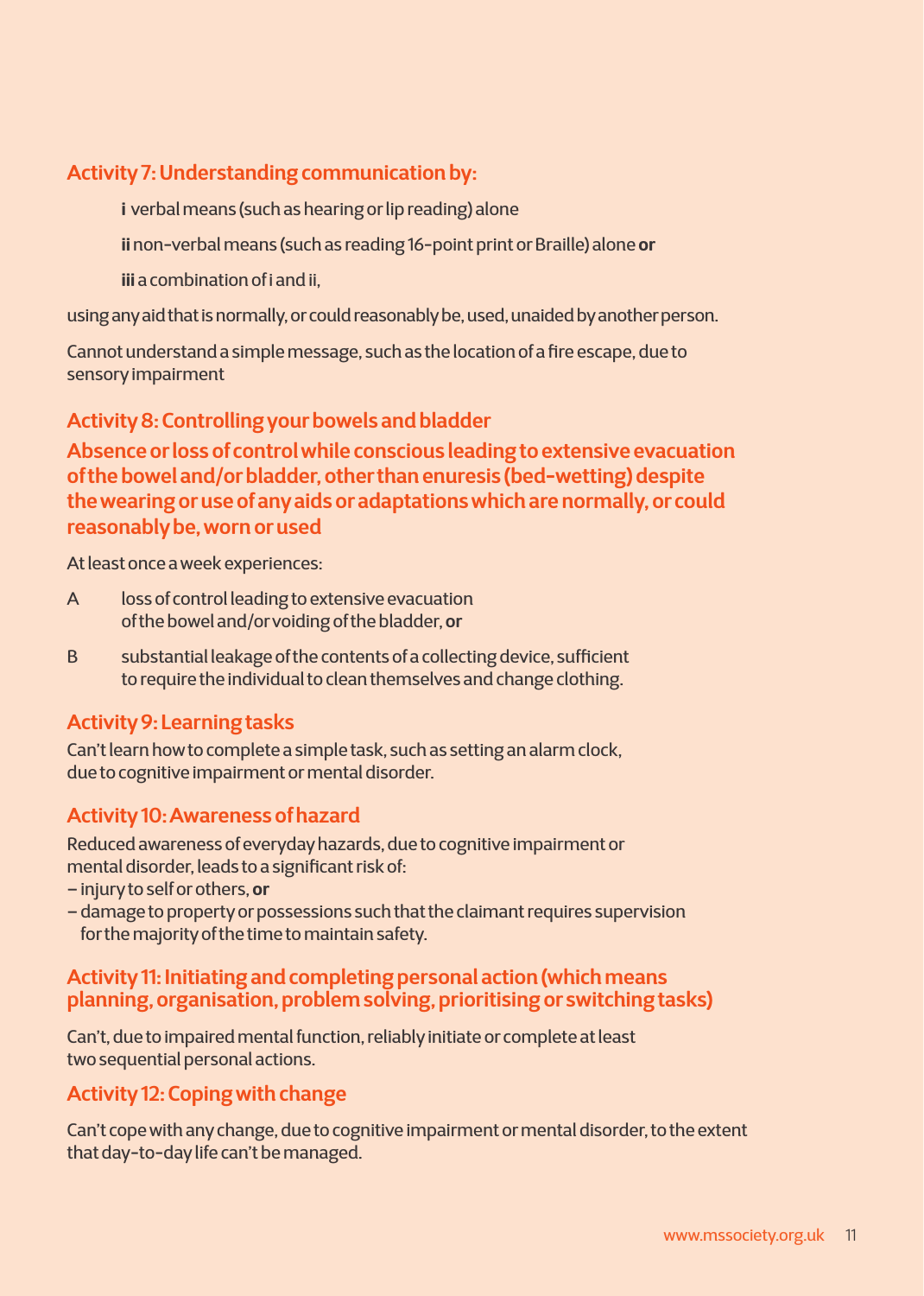### Activity 7: Understanding communication by:

**i** verbal means (such as hearing or lip reading) alone

**ii** non-verbal means (such as reading 16-point print or Braille) alone **or**

**iii** a combination of i and ii,

using any aid that is normally, or could reasonably be, used, unaided by another person.

Cannot understand a simple message, such as the location of a fire escape, due to sensory impairment

### Activity 8: Controlling your bowels and bladder

**Absence or loss of control while conscious leading to extensive evacuation of the bowel and/or bladder, other than enuresis (bed-wetting) despite the wearing or use of any aids or adaptations which are normally, or could reasonably be, worn or used**

At least once a week experiences:

A loss of control leading to extensive evacuation of the bowel and/or voiding of the bladder, **or**

B substantial leakage of the contents of a collecting device, sufficient to require the individual to clean themselves and change clothing.

### Activity 9: Learning tasks

Can't learn how to complete a simple task, such as setting an alarm clock, due to cognitive impairment or mental disorder.

### Activity 10: Awareness of hazard

Reduced awareness of everyday hazards, due to cognitive impairment or mental disorder, leads to a significant risk of:

- injury to self or others, **or**
- damage to property or possessions such that the claimant requires supervision for the majority of the time to maintain safety.

### Activity 11: Initiating and completing personal action (which means planning, organisation, problem solving, prioritising or switching tasks)

Can't, due to impaired mental function, reliably initiate or complete at least two sequential personal actions.

### Activity 12: Coping with change

Can't cope with any change, due to cognitive impairment or mental disorder, to the extent that day-to-day life can't be managed.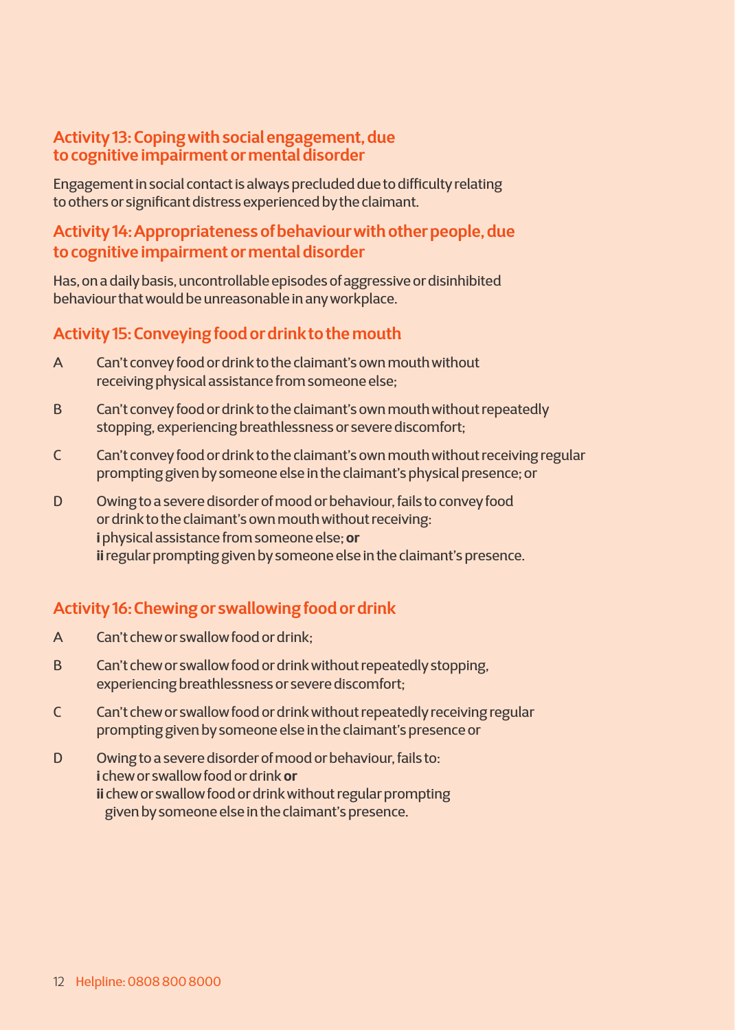### Activity 13: Coping with social engagement, due to cognitive impairment or mental disorder

Engagement in social contact is always precluded due to difficulty relating to others or significant distress experienced by the claimant.

### Activity 14: Appropriateness of behaviour with other people, due to cognitive impairment or mental disorder

Has, on a daily basis, uncontrollable episodes of aggressive or disinhibited behaviour that would be unreasonable in any workplace.

### Activity 15: Conveying food or drink to the mouth

A Can't convey food or drink to the claimant's own mouth without receiving physical assistance from someone else;

B Can't convey food or drink to the claimant's own mouth without repeatedly stopping, experiencing breathlessness or severe discomfort;

C Can't convey food or drink to the claimant's own mouth without receiving regular prompting given by someone else in the claimant's physical presence; or

D Owing to a severe disorder of mood or behaviour, fails to convey food or drink to the claimant's own mouth without receiving:
**i** physical assistance from someone else; **or**
**ii** regular prompting given by someone else in the claimant's presence.

### Activity 16: Chewing or swallowing food or drink

A Can't chew or swallow food or drink;

B Can't chew or swallow food or drink without repeatedly stopping, experiencing breathlessness or severe discomfort;

C Can't chew or swallow food or drink without repeatedly receiving regular prompting given by someone else in the claimant's presence or

D Owing to a severe disorder of mood or behaviour, fails to:
**i** chew or swallow food or drink **or**
**ii** chew or swallow food or drink without regular prompting given by someone else in the claimant's presence.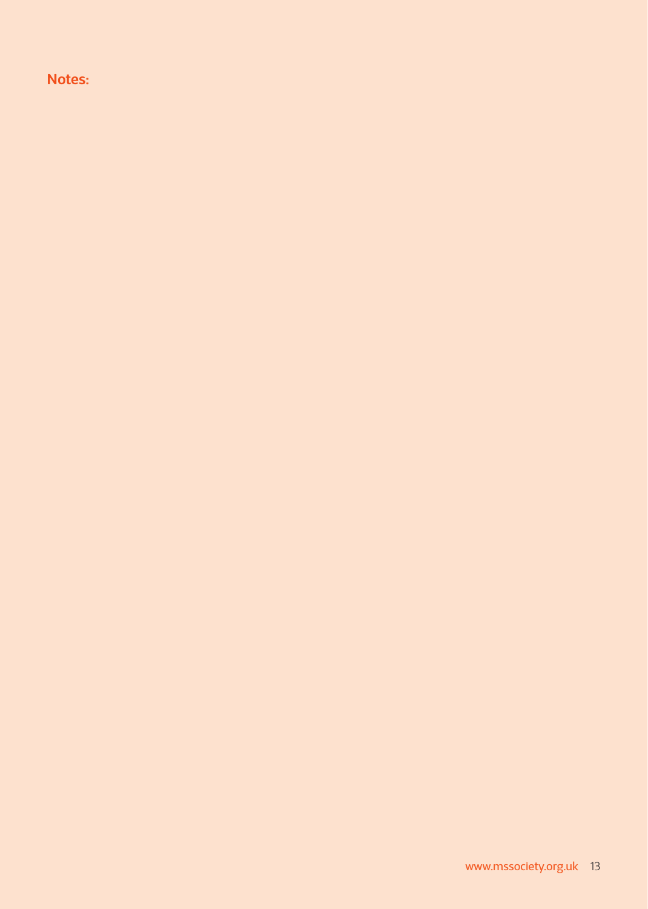**Notes:**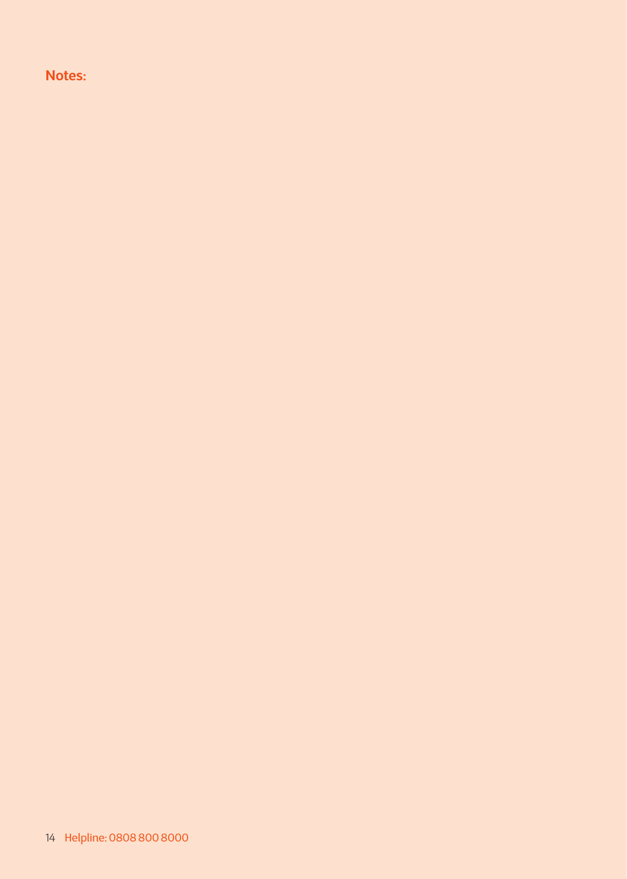**Notes:**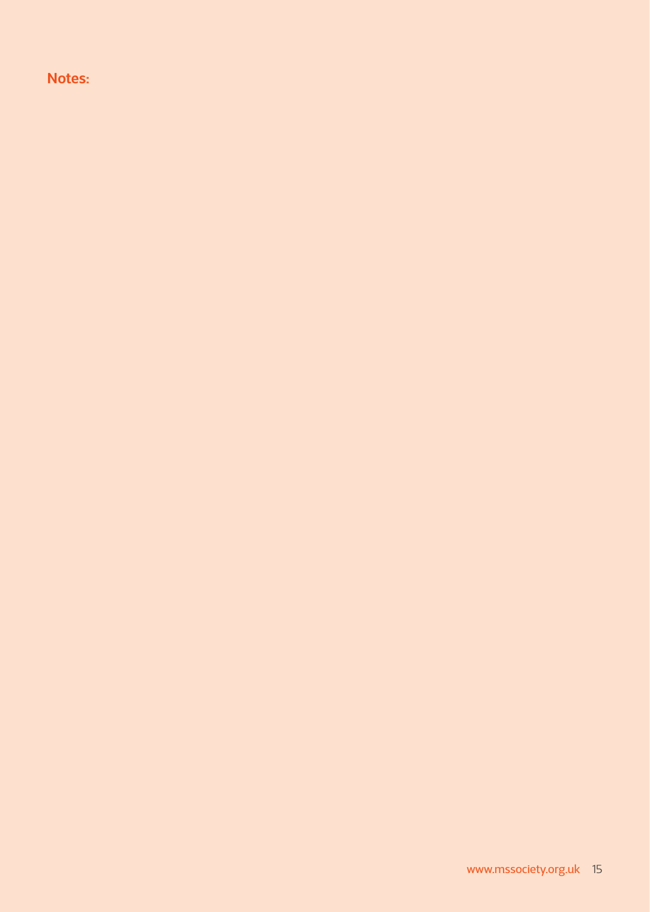**Notes:**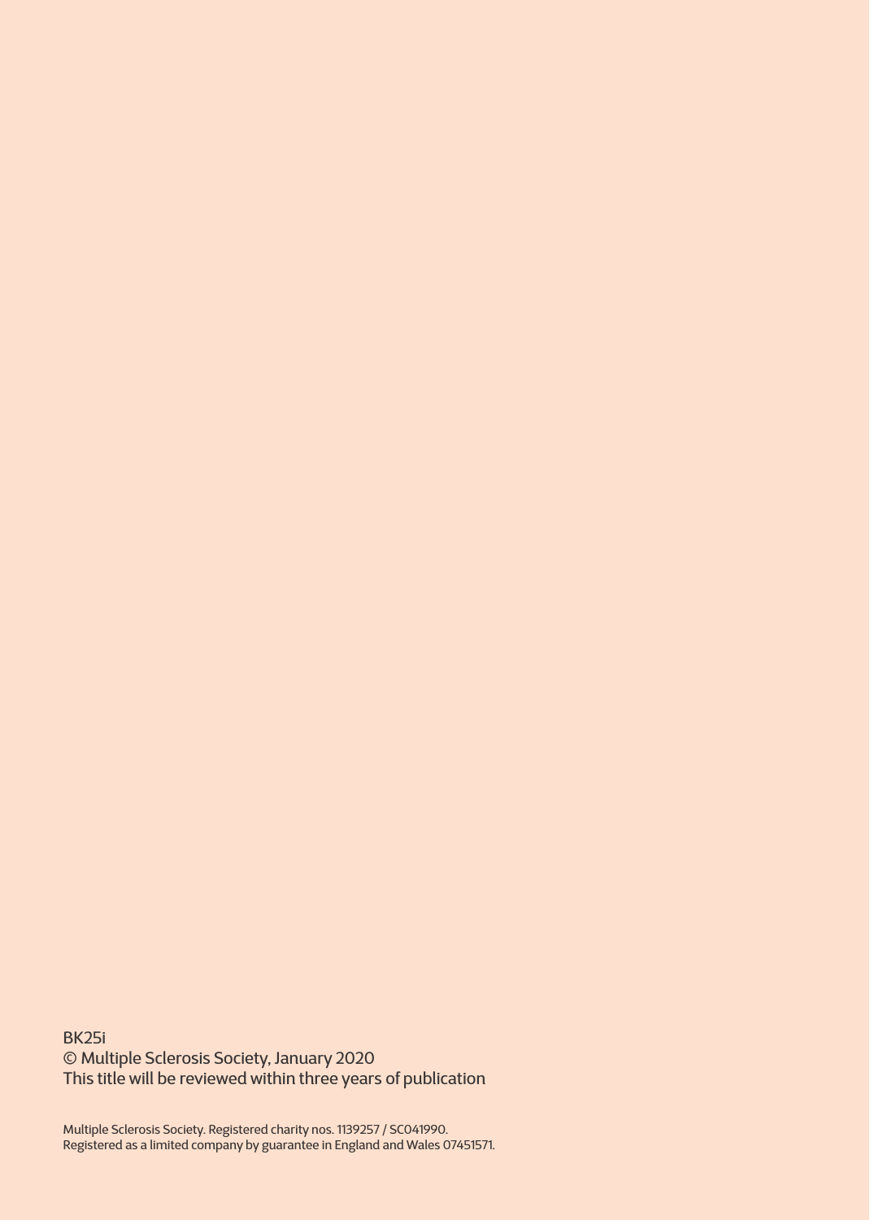BK25i
© Multiple Sclerosis Society, January 2020
This title will be reviewed within three years of publication

Multiple Sclerosis Society. Registered charity nos. 1139257 / SC041990.
Registered as a limited company by guarantee in England and Wales 07451571.